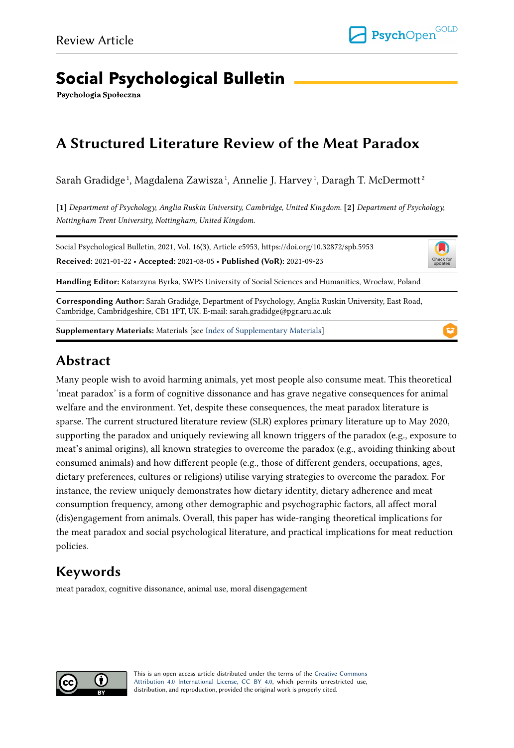Review Article

# Social Psychological Bulletin

**Psychologia Społeczna**

## A Structured Literature Review of the Meat Paradox

Sarah Gradidge[1], Magdalena Zawisza[1], Annelie J. Harvey[1], Daragh T. McDermott[2]

**[1]** *Department of Psychology, Anglia Ruskin University, Cambridge, United Kingdom.* **[2]** *Department of Psychology, Nottingham Trent University, Nottingham, United Kingdom.*

Social Psychological Bulletin, 2021, Vol. 16(3), Article e5953, https://doi.org/10.32872/spb.5953

**Received:** 2021-01-22 • **Accepted:** 2021-08-05 • **Published (VoR):** 2021-09-23

**Handling Editor:** Katarzyna Byrka, SWPS University of Social Sciences and Humanities, Wrocław, Poland

**Corresponding Author:** Sarah Gradidge, Department of Psychology, Anglia Ruskin University, East Road, Cambridge, Cambridgeshire, CB1 1PT, UK. E-mail: sarah.gradidge@pgr.aru.ac.uk

**Supplementary Materials:** Materials [see Index of Supplementary Materials]

## Abstract

Many people wish to avoid harming animals, yet most people also consume meat. This theoretical 'meat paradox' is a form of cognitive dissonance and has grave negative consequences for animal welfare and the environment. Yet, despite these consequences, the meat paradox literature is sparse. The current structured literature review (SLR) explores primary literature up to May 2020, supporting the paradox and uniquely reviewing all known triggers of the paradox (e.g., exposure to meat's animal origins), all known strategies to overcome the paradox (e.g., avoiding thinking about consumed animals) and how different people (e.g., those of different genders, occupations, ages, dietary preferences, cultures or religions) utilise varying strategies to overcome the paradox. For instance, the review uniquely demonstrates how dietary identity, dietary adherence and meat consumption frequency, among other demographic and psychographic factors, all affect moral (dis)engagement from animals. Overall, this paper has wide-ranging theoretical implications for the meat paradox and social psychological literature, and practical implications for meat reduction policies.

## Keywords

meat paradox, cognitive dissonance, animal use, moral disengagement

This is an open access article distributed under the terms of the Creative Commons Attribution 4.0 International License, CC BY 4.0, which permits unrestricted use, distribution, and reproduction, provided the original work is properly cited.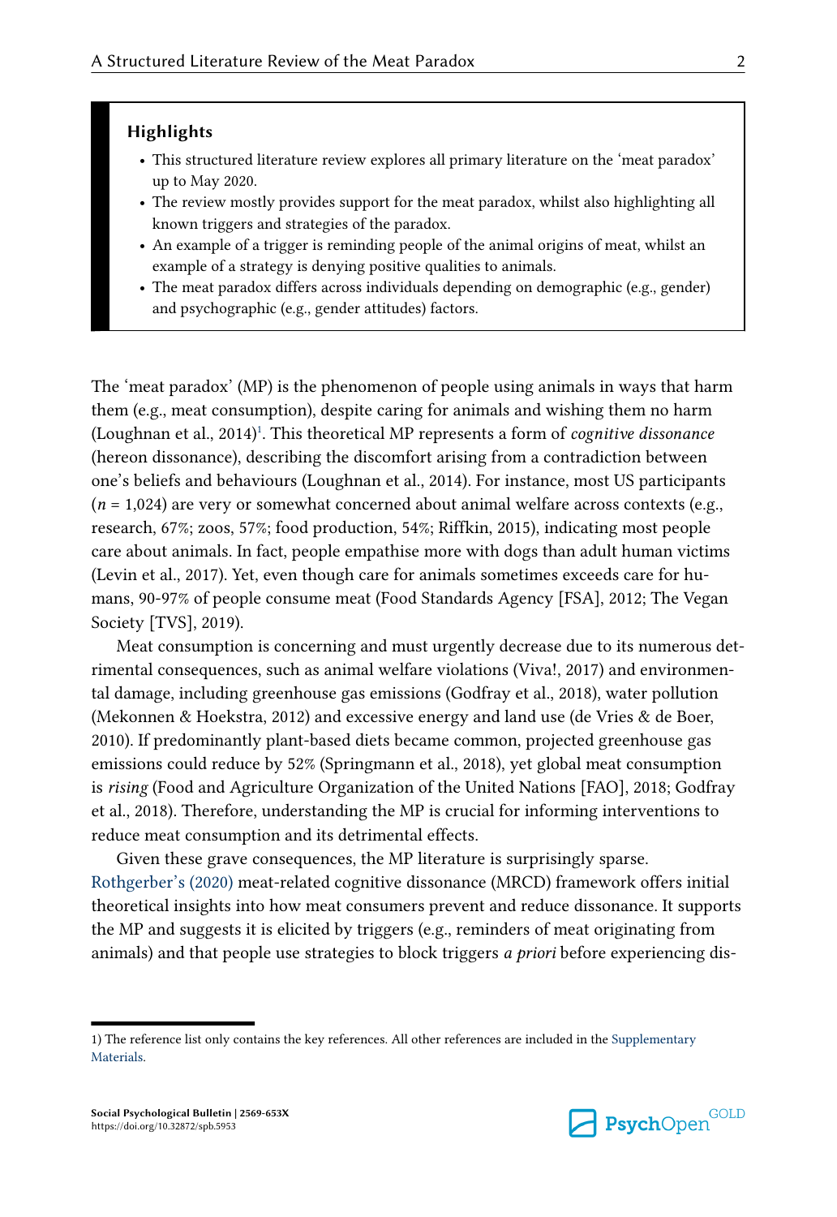### Highlights

- This structured literature review explores all primary literature on the 'meat paradox' up to May 2020.
- The review mostly provides support for the meat paradox, whilst also highlighting all known triggers and strategies of the paradox.
- An example of a trigger is reminding people of the animal origins of meat, whilst an example of a strategy is denying positive qualities to animals.
- The meat paradox differs across individuals depending on demographic (e.g., gender) and psychographic (e.g., gender attitudes) factors.

The 'meat paradox' (MP) is the phenomenon of people using animals in ways that harm them (e.g., meat consumption), despite caring for animals and wishing them no harm (Loughnan et al., 2014)[1]. This theoretical MP represents a form of *cognitive dissonance* (hereon dissonance), describing the discomfort arising from a contradiction between one's beliefs and behaviours (Loughnan et al., 2014). For instance, most US participants ($n$ = 1,024) are very or somewhat concerned about animal welfare across contexts (e.g., research, 67%; zoos, 57%; food production, 54%; Riffkin, 2015), indicating most people care about animals. In fact, people empathise more with dogs than adult human victims (Levin et al., 2017). Yet, even though care for animals sometimes exceeds care for humans, 90-97% of people consume meat (Food Standards Agency [FSA], 2012; The Vegan Society [TVS], 2019).

Meat consumption is concerning and must urgently decrease due to its numerous detrimental consequences, such as animal welfare violations (Viva!, 2017) and environmental damage, including greenhouse gas emissions (Godfray et al., 2018), water pollution (Mekonnen & Hoekstra, 2012) and excessive energy and land use (de Vries & de Boer, 2010). If predominantly plant-based diets became common, projected greenhouse gas emissions could reduce by 52% (Springmann et al., 2018), yet global meat consumption is *rising* (Food and Agriculture Organization of the United Nations [FAO], 2018; Godfray et al., 2018). Therefore, understanding the MP is crucial for informing interventions to reduce meat consumption and its detrimental effects.

Given these grave consequences, the MP literature is surprisingly sparse. Rothgerber's (2020) meat-related cognitive dissonance (MRCD) framework offers initial theoretical insights into how meat consumers prevent and reduce dissonance. It supports the MP and suggests it is elicited by triggers (e.g., reminders of meat originating from animals) and that people use strategies to block triggers *a priori* before experiencing dis-

1) The reference list only contains the key references. All other references are included in the Supplementary Materials.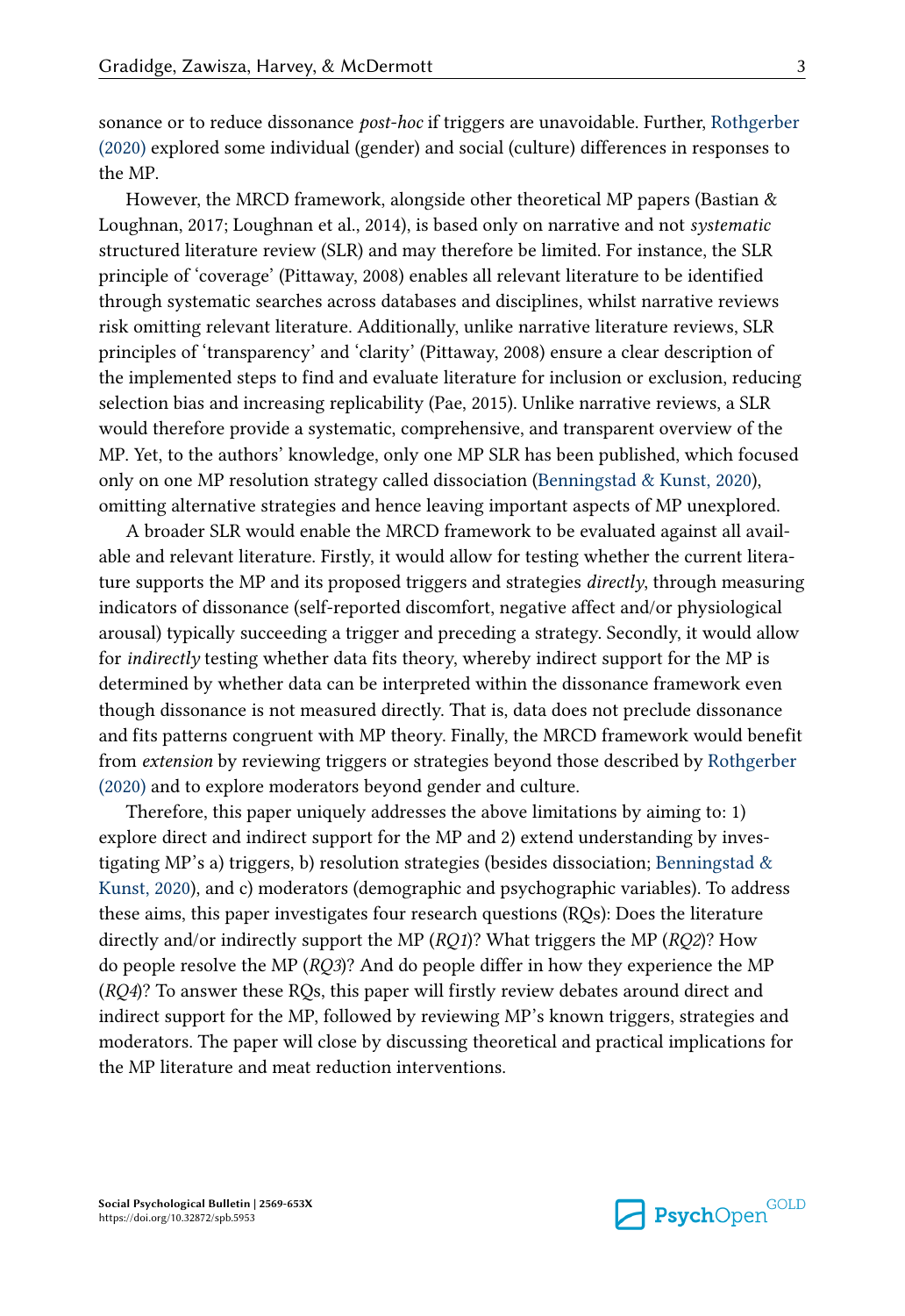sonance or to reduce dissonance *post-hoc* if triggers are unavoidable. Further, Rothgerber (2020) explored some individual (gender) and social (culture) differences in responses to the MP.

However, the MRCD framework, alongside other theoretical MP papers (Bastian & Loughnan, 2017; Loughnan et al., 2014), is based only on narrative and not *systematic* structured literature review (SLR) and may therefore be limited. For instance, the SLR principle of 'coverage' (Pittaway, 2008) enables all relevant literature to be identified through systematic searches across databases and disciplines, whilst narrative reviews risk omitting relevant literature. Additionally, unlike narrative literature reviews, SLR principles of 'transparency' and 'clarity' (Pittaway, 2008) ensure a clear description of the implemented steps to find and evaluate literature for inclusion or exclusion, reducing selection bias and increasing replicability (Pae, 2015). Unlike narrative reviews, a SLR would therefore provide a systematic, comprehensive, and transparent overview of the MP. Yet, to the authors' knowledge, only one MP SLR has been published, which focused only on one MP resolution strategy called dissociation (Benningstad & Kunst, 2020), omitting alternative strategies and hence leaving important aspects of MP unexplored.

A broader SLR would enable the MRCD framework to be evaluated against all available and relevant literature. Firstly, it would allow for testing whether the current literature supports the MP and its proposed triggers and strategies *directly*, through measuring indicators of dissonance (self-reported discomfort, negative affect and/or physiological arousal) typically succeeding a trigger and preceding a strategy. Secondly, it would allow for *indirectly* testing whether data fits theory, whereby indirect support for the MP is determined by whether data can be interpreted within the dissonance framework even though dissonance is not measured directly. That is, data does not preclude dissonance and fits patterns congruent with MP theory. Finally, the MRCD framework would benefit from *extension* by reviewing triggers or strategies beyond those described by Rothgerber (2020) and to explore moderators beyond gender and culture.

Therefore, this paper uniquely addresses the above limitations by aiming to: 1) explore direct and indirect support for the MP and 2) extend understanding by investigating MP's a) triggers, b) resolution strategies (besides dissociation; Benningstad & Kunst, 2020), and c) moderators (demographic and psychographic variables). To address these aims, this paper investigates four research questions (RQs): Does the literature directly and/or indirectly support the MP (*RQ1*)? What triggers the MP (*RQ2*)? How do people resolve the MP (*RQ3*)? And do people differ in how they experience the MP (*RQ4*)? To answer these RQs, this paper will firstly review debates around direct and indirect support for the MP, followed by reviewing MP's known triggers, strategies and moderators. The paper will close by discussing theoretical and practical implications for the MP literature and meat reduction interventions.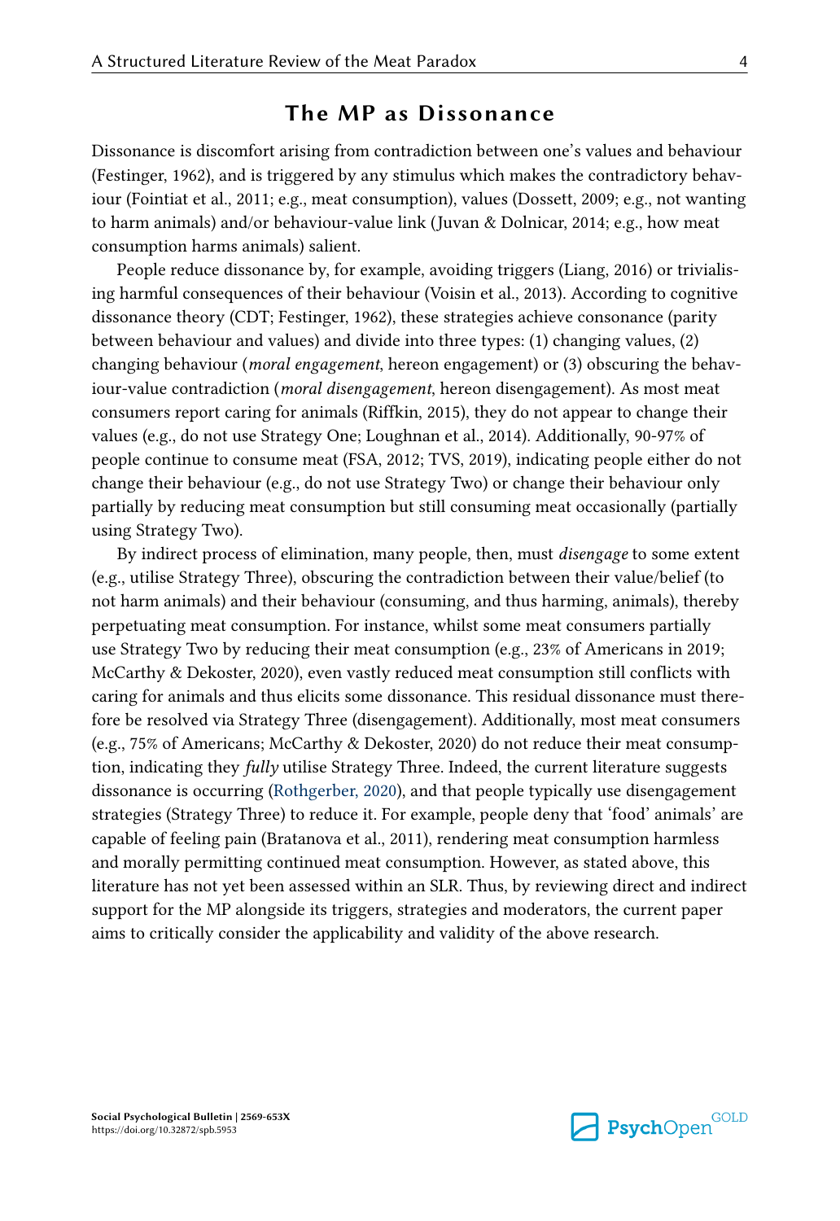## The MP as Dissonance

Dissonance is discomfort arising from contradiction between one's values and behaviour (Festinger, 1962), and is triggered by any stimulus which makes the contradictory behaviour (Fointiat et al., 2011; e.g., meat consumption), values (Dossett, 2009; e.g., not wanting to harm animals) and/or behaviour-value link (Juvan & Dolnicar, 2014; e.g., how meat consumption harms animals) salient.

People reduce dissonance by, for example, avoiding triggers (Liang, 2016) or trivialising harmful consequences of their behaviour (Voisin et al., 2013). According to cognitive dissonance theory (CDT; Festinger, 1962), these strategies achieve consonance (parity between behaviour and values) and divide into three types: (1) changing values, (2) changing behaviour (*moral engagement*, hereon engagement) or (3) obscuring the behaviour-value contradiction (*moral disengagement*, hereon disengagement). As most meat consumers report caring for animals (Riffkin, 2015), they do not appear to change their values (e.g., do not use Strategy One; Loughnan et al., 2014). Additionally, 90-97% of people continue to consume meat (FSA, 2012; TVS, 2019), indicating people either do not change their behaviour (e.g., do not use Strategy Two) or change their behaviour only partially by reducing meat consumption but still consuming meat occasionally (partially using Strategy Two).

By indirect process of elimination, many people, then, must *disengage* to some extent (e.g., utilise Strategy Three), obscuring the contradiction between their value/belief (to not harm animals) and their behaviour (consuming, and thus harming, animals), thereby perpetuating meat consumption. For instance, whilst some meat consumers partially use Strategy Two by reducing their meat consumption (e.g., 23% of Americans in 2019; McCarthy & Dekoster, 2020), even vastly reduced meat consumption still conflicts with caring for animals and thus elicits some dissonance. This residual dissonance must therefore be resolved via Strategy Three (disengagement). Additionally, most meat consumers (e.g., 75% of Americans; McCarthy & Dekoster, 2020) do not reduce their meat consumption, indicating they *fully* utilise Strategy Three. Indeed, the current literature suggests dissonance is occurring (Rothgerber, 2020), and that people typically use disengagement strategies (Strategy Three) to reduce it. For example, people deny that 'food' animals' are capable of feeling pain (Bratanova et al., 2011), rendering meat consumption harmless and morally permitting continued meat consumption. However, as stated above, this literature has not yet been assessed within an SLR. Thus, by reviewing direct and indirect support for the MP alongside its triggers, strategies and moderators, the current paper aims to critically consider the applicability and validity of the above research.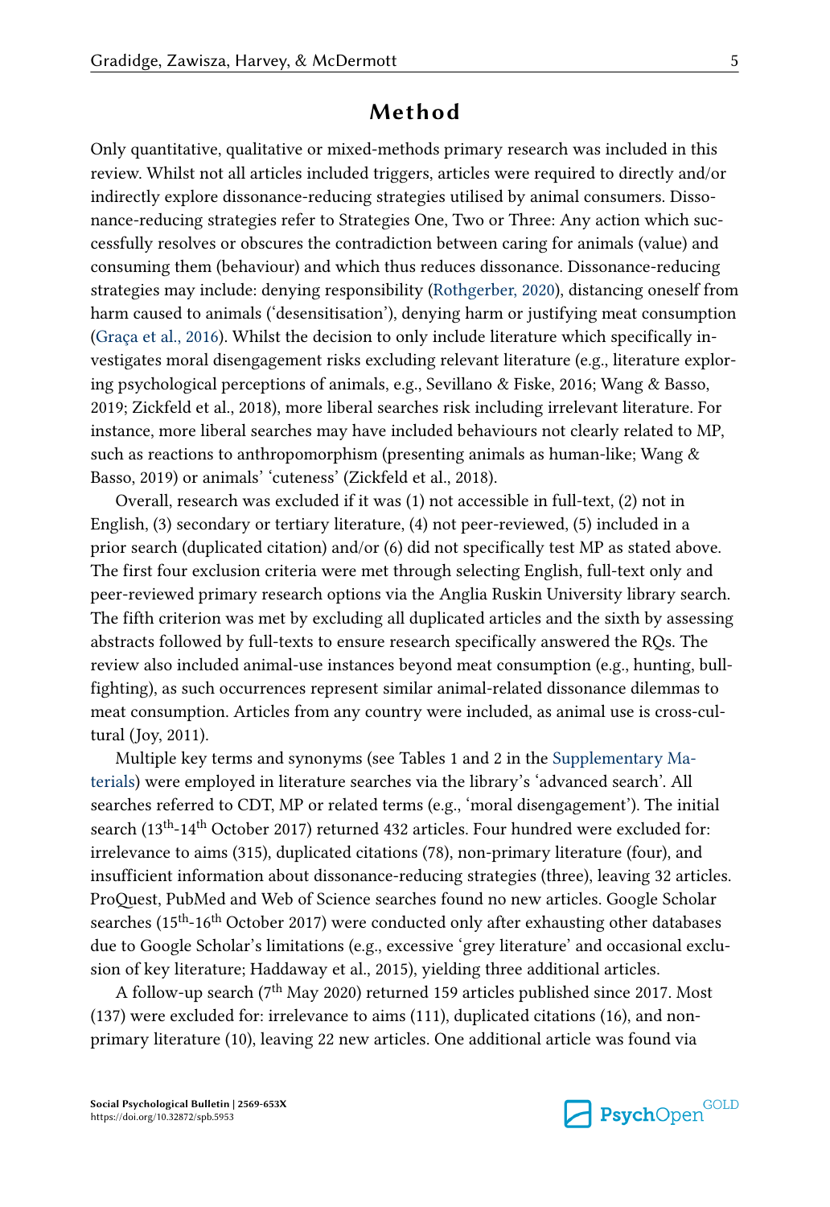## Method

Only quantitative, qualitative or mixed-methods primary research was included in this review. Whilst not all articles included triggers, articles were required to directly and/or indirectly explore dissonance-reducing strategies utilised by animal consumers. Dissonance-reducing strategies refer to Strategies One, Two or Three: Any action which successfully resolves or obscures the contradiction between caring for animals (value) and consuming them (behaviour) and which thus reduces dissonance. Dissonance-reducing strategies may include: denying responsibility (Rothgerber, 2020), distancing oneself from harm caused to animals ('desensitisation'), denying harm or justifying meat consumption (Graça et al., 2016). Whilst the decision to only include literature which specifically investigates moral disengagement risks excluding relevant literature (e.g., literature exploring psychological perceptions of animals, e.g., Sevillano & Fiske, 2016; Wang & Basso, 2019; Zickfeld et al., 2018), more liberal searches risk including irrelevant literature. For instance, more liberal searches may have included behaviours not clearly related to MP, such as reactions to anthropomorphism (presenting animals as human-like; Wang & Basso, 2019) or animals' 'cuteness' (Zickfeld et al., 2018).

Overall, research was excluded if it was (1) not accessible in full-text, (2) not in English, (3) secondary or tertiary literature, (4) not peer-reviewed, (5) included in a prior search (duplicated citation) and/or (6) did not specifically test MP as stated above. The first four exclusion criteria were met through selecting English, full-text only and peer-reviewed primary research options via the Anglia Ruskin University library search. The fifth criterion was met by excluding all duplicated articles and the sixth by assessing abstracts followed by full-texts to ensure research specifically answered the RQs. The review also included animal-use instances beyond meat consumption (e.g., hunting, bullfighting), as such occurrences represent similar animal-related dissonance dilemmas to meat consumption. Articles from any country were included, as animal use is cross-cultural (Joy, 2011).

Multiple key terms and synonyms (see Tables 1 and 2 in the Supplementary Materials) were employed in literature searches via the library's 'advanced search'. All searches referred to CDT, MP or related terms (e.g., 'moral disengagement'). The initial search (13th-14th October 2017) returned 432 articles. Four hundred were excluded for: irrelevance to aims (315), duplicated citations (78), non-primary literature (four), and insufficient information about dissonance-reducing strategies (three), leaving 32 articles. ProQuest, PubMed and Web of Science searches found no new articles. Google Scholar searches (15th-16th October 2017) were conducted only after exhausting other databases due to Google Scholar's limitations (e.g., excessive 'grey literature' and occasional exclusion of key literature; Haddaway et al., 2015), yielding three additional articles.

A follow-up search (7th May 2020) returned 159 articles published since 2017. Most (137) were excluded for: irrelevance to aims (111), duplicated citations (16), and non-primary literature (10), leaving 22 new articles. One additional article was found via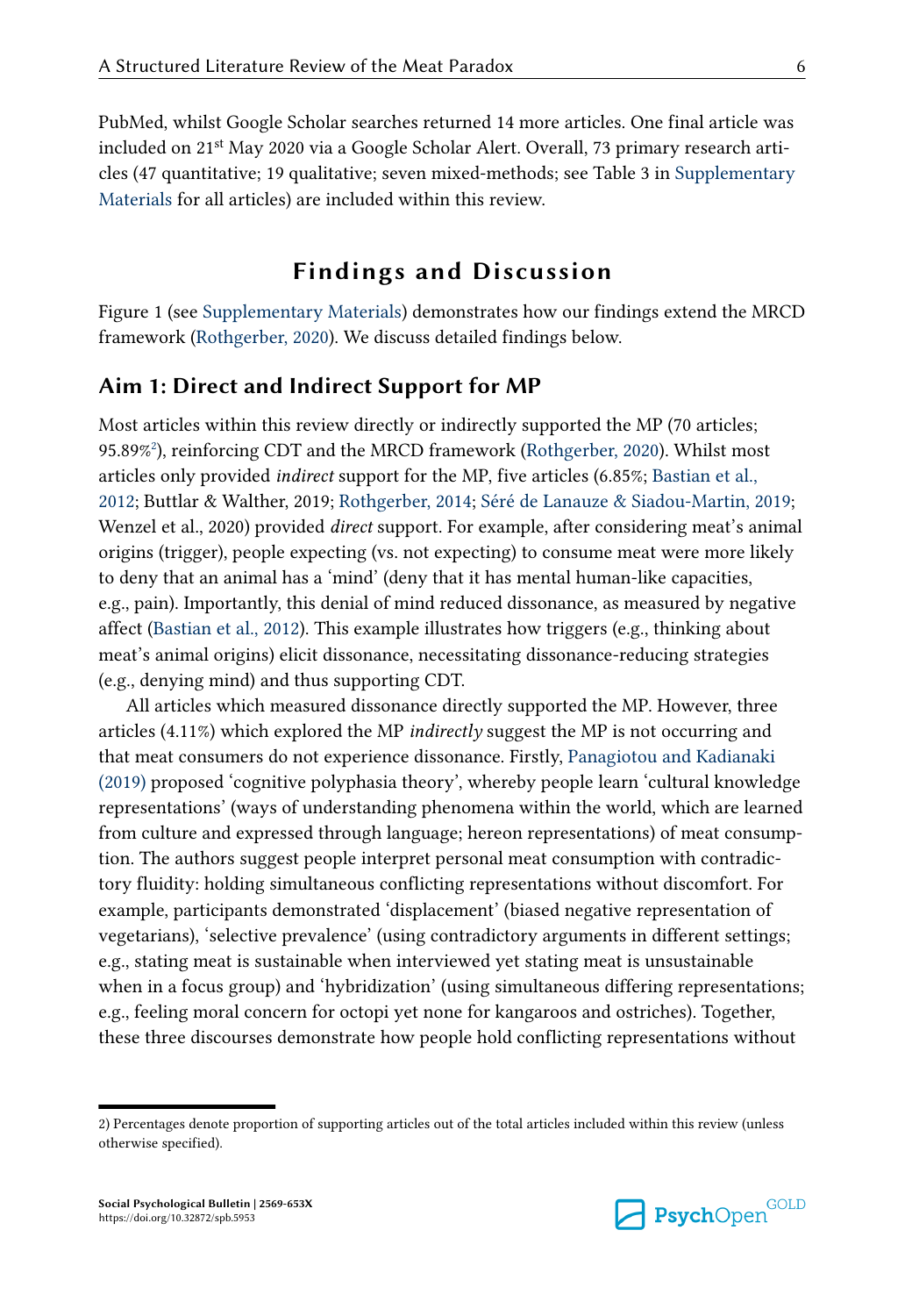PubMed, whilst Google Scholar searches returned 14 more articles. One final article was included on 21st May 2020 via a Google Scholar Alert. Overall, 73 primary research articles (47 quantitative; 19 qualitative; seven mixed-methods; see Table 3 in Supplementary Materials for all articles) are included within this review.

# Findings and Discussion

Figure 1 (see Supplementary Materials) demonstrates how our findings extend the MRCD framework (Rothgerber, 2020). We discuss detailed findings below.

## Aim 1: Direct and Indirect Support for MP

Most articles within this review directly or indirectly supported the MP (70 articles; 95.89%[2]), reinforcing CDT and the MRCD framework (Rothgerber, 2020). Whilst most articles only provided *indirect* support for the MP, five articles (6.85%; Bastian et al., 2012; Buttlar & Walther, 2019; Rothgerber, 2014; Séré de Lanauze & Siadou-Martin, 2019; Wenzel et al., 2020) provided *direct* support. For example, after considering meat's animal origins (trigger), people expecting (vs. not expecting) to consume meat were more likely to deny that an animal has a 'mind' (deny that it has mental human-like capacities, e.g., pain). Importantly, this denial of mind reduced dissonance, as measured by negative affect (Bastian et al., 2012). This example illustrates how triggers (e.g., thinking about meat's animal origins) elicit dissonance, necessitating dissonance-reducing strategies (e.g., denying mind) and thus supporting CDT.

All articles which measured dissonance directly supported the MP. However, three articles (4.11%) which explored the MP *indirectly* suggest the MP is not occurring and that meat consumers do not experience dissonance. Firstly, Panagiotou and Kadianaki (2019) proposed 'cognitive polyphasia theory', whereby people learn 'cultural knowledge representations' (ways of understanding phenomena within the world, which are learned from culture and expressed through language; hereon representations) of meat consumption. The authors suggest people interpret personal meat consumption with contradictory fluidity: holding simultaneous conflicting representations without discomfort. For example, participants demonstrated 'displacement' (biased negative representation of vegetarians), 'selective prevalence' (using contradictory arguments in different settings; e.g., stating meat is sustainable when interviewed yet stating meat is unsustainable when in a focus group) and 'hybridization' (using simultaneous differing representations; e.g., feeling moral concern for octopi yet none for kangaroos and ostriches). Together, these three discourses demonstrate how people hold conflicting representations without

2) Percentages denote proportion of supporting articles out of the total articles included within this review (unless otherwise specified).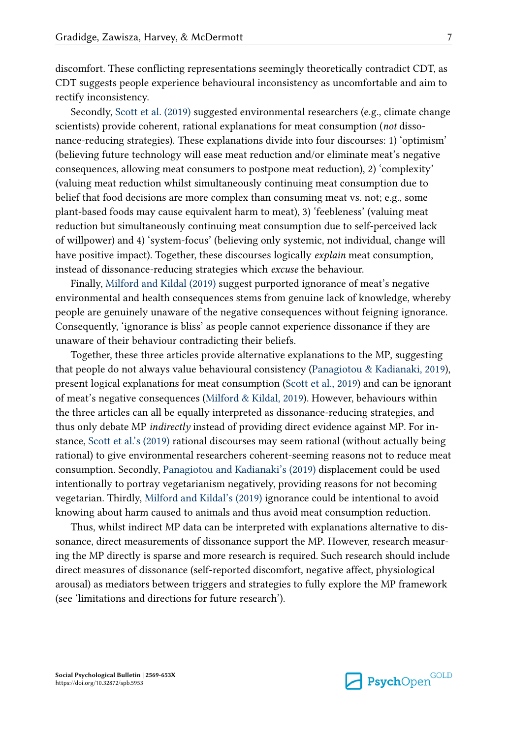discomfort. These conflicting representations seemingly theoretically contradict CDT, as CDT suggests people experience behavioural inconsistency as uncomfortable and aim to rectify inconsistency.

Secondly, Scott et al. (2019) suggested environmental researchers (e.g., climate change scientists) provide coherent, rational explanations for meat consumption (*not* dissonance-reducing strategies). These explanations divide into four discourses: 1) 'optimism' (believing future technology will ease meat reduction and/or eliminate meat's negative consequences, allowing meat consumers to postpone meat reduction), 2) 'complexity' (valuing meat reduction whilst simultaneously continuing meat consumption due to belief that food decisions are more complex than consuming meat vs. not; e.g., some plant-based foods may cause equivalent harm to meat), 3) 'feebleness' (valuing meat reduction but simultaneously continuing meat consumption due to self-perceived lack of willpower) and 4) 'system-focus' (believing only systemic, not individual, change will have positive impact). Together, these discourses logically *explain* meat consumption, instead of dissonance-reducing strategies which *excuse* the behaviour.

Finally, Milford and Kildal (2019) suggest purported ignorance of meat's negative environmental and health consequences stems from genuine lack of knowledge, whereby people are genuinely unaware of the negative consequences without feigning ignorance. Consequently, 'ignorance is bliss' as people cannot experience dissonance if they are unaware of their behaviour contradicting their beliefs.

Together, these three articles provide alternative explanations to the MP, suggesting that people do not always value behavioural consistency (Panagiotou & Kadianaki, 2019), present logical explanations for meat consumption (Scott et al., 2019) and can be ignorant of meat's negative consequences (Milford & Kildal, 2019). However, behaviours within the three articles can all be equally interpreted as dissonance-reducing strategies, and thus only debate MP *indirectly* instead of providing direct evidence against MP. For instance, Scott et al.'s (2019) rational discourses may seem rational (without actually being rational) to give environmental researchers coherent-seeming reasons not to reduce meat consumption. Secondly, Panagiotou and Kadianaki's (2019) displacement could be used intentionally to portray vegetarianism negatively, providing reasons for not becoming vegetarian. Thirdly, Milford and Kildal's (2019) ignorance could be intentional to avoid knowing about harm caused to animals and thus avoid meat consumption reduction.

Thus, whilst indirect MP data can be interpreted with explanations alternative to dissonance, direct measurements of dissonance support the MP. However, research measuring the MP directly is sparse and more research is required. Such research should include direct measures of dissonance (self-reported discomfort, negative affect, physiological arousal) as mediators between triggers and strategies to fully explore the MP framework (see 'limitations and directions for future research').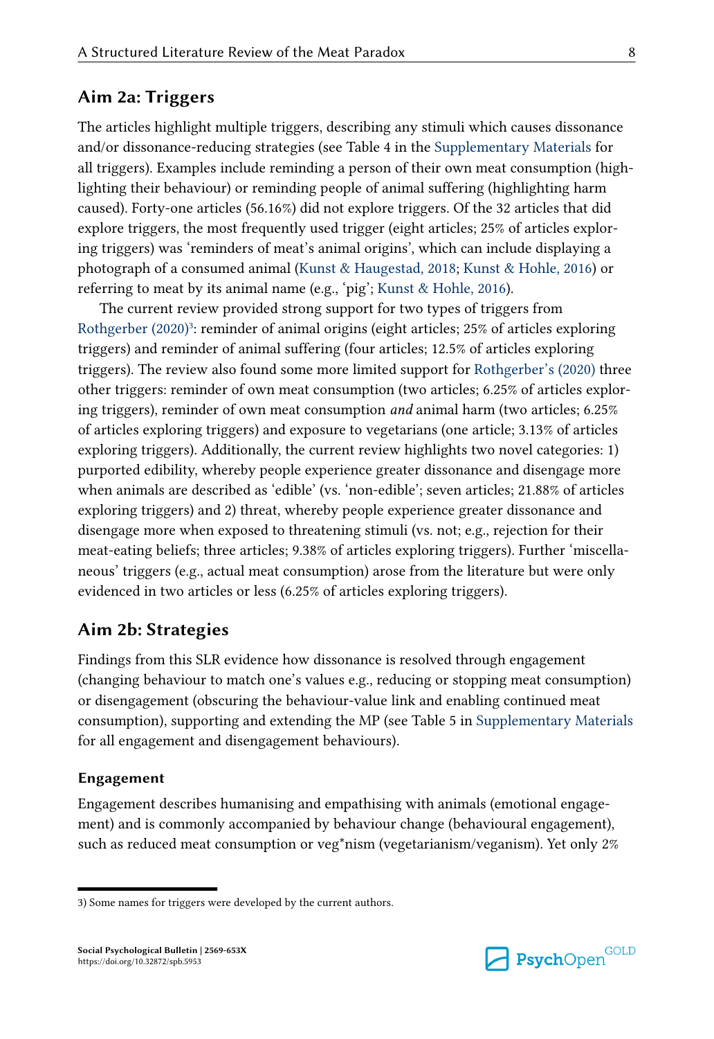## Aim 2a: Triggers

The articles highlight multiple triggers, describing any stimuli which causes dissonance and/or dissonance-reducing strategies (see Table 4 in the Supplementary Materials for all triggers). Examples include reminding a person of their own meat consumption (highlighting their behaviour) or reminding people of animal suffering (highlighting harm caused). Forty-one articles (56.16%) did not explore triggers. Of the 32 articles that did explore triggers, the most frequently used trigger (eight articles; 25% of articles exploring triggers) was 'reminders of meat's animal origins', which can include displaying a photograph of a consumed animal (Kunst & Haugestad, 2018; Kunst & Hohle, 2016) or referring to meat by its animal name (e.g., 'pig'; Kunst & Hohle, 2016).

The current review provided strong support for two types of triggers from Rothgerber (2020)[3]: reminder of animal origins (eight articles; 25% of articles exploring triggers) and reminder of animal suffering (four articles; 12.5% of articles exploring triggers). The review also found some more limited support for Rothgerber's (2020) three other triggers: reminder of own meat consumption (two articles; 6.25% of articles exploring triggers), reminder of own meat consumption *and* animal harm (two articles; 6.25% of articles exploring triggers) and exposure to vegetarians (one article; 3.13% of articles exploring triggers). Additionally, the current review highlights two novel categories: 1) purported edibility, whereby people experience greater dissonance and disengage more when animals are described as 'edible' (vs. 'non-edible'; seven articles; 21.88% of articles exploring triggers) and 2) threat, whereby people experience greater dissonance and disengage more when exposed to threatening stimuli (vs. not; e.g., rejection for their meat-eating beliefs; three articles; 9.38% of articles exploring triggers). Further 'miscellaneous' triggers (e.g., actual meat consumption) arose from the literature but were only evidenced in two articles or less (6.25% of articles exploring triggers).

## Aim 2b: Strategies

Findings from this SLR evidence how dissonance is resolved through engagement (changing behaviour to match one's values e.g., reducing or stopping meat consumption) or disengagement (obscuring the behaviour-value link and enabling continued meat consumption), supporting and extending the MP (see Table 5 in Supplementary Materials for all engagement and disengagement behaviours).

### Engagement

Engagement describes humanising and empathising with animals (emotional engagement) and is commonly accompanied by behaviour change (behavioural engagement), such as reduced meat consumption or veg*nism (vegetarianism/veganism). Yet only 2%

3) Some names for triggers were developed by the current authors.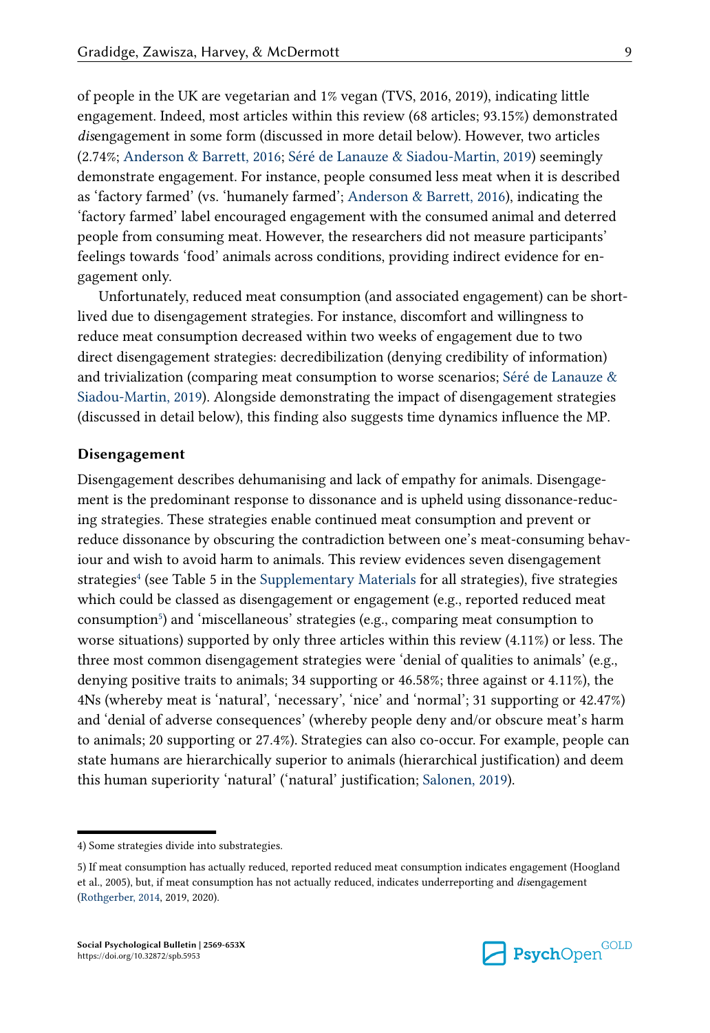of people in the UK are vegetarian and 1% vegan (TVS, 2016, 2019), indicating little engagement. Indeed, most articles within this review (68 articles; 93.15%) demonstrated *dis*engagement in some form (discussed in more detail below). However, two articles (2.74%; Anderson & Barrett, 2016; Séré de Lanauze & Siadou-Martin, 2019) seemingly demonstrate engagement. For instance, people consumed less meat when it is described as 'factory farmed' (vs. 'humanely farmed'; Anderson & Barrett, 2016), indicating the 'factory farmed' label encouraged engagement with the consumed animal and deterred people from consuming meat. However, the researchers did not measure participants' feelings towards 'food' animals across conditions, providing indirect evidence for engagement only.

Unfortunately, reduced meat consumption (and associated engagement) can be short-lived due to disengagement strategies. For instance, discomfort and willingness to reduce meat consumption decreased within two weeks of engagement due to two direct disengagement strategies: decredibilization (denying credibility of information) and trivialization (comparing meat consumption to worse scenarios; Séré de Lanauze & Siadou-Martin, 2019). Alongside demonstrating the impact of disengagement strategies (discussed in detail below), this finding also suggests time dynamics influence the MP.

### Disengagement

Disengagement describes dehumanising and lack of empathy for animals. Disengagement is the predominant response to dissonance and is upheld using dissonance-reducing strategies. These strategies enable continued meat consumption and prevent or reduce dissonance by obscuring the contradiction between one's meat-consuming behaviour and wish to avoid harm to animals. This review evidences seven disengagement strategies[4] (see Table 5 in the Supplementary Materials for all strategies), five strategies which could be classed as disengagement or engagement (e.g., reported reduced meat consumption[5]) and 'miscellaneous' strategies (e.g., comparing meat consumption to worse situations) supported by only three articles within this review (4.11%) or less. The three most common disengagement strategies were 'denial of qualities to animals' (e.g., denying positive traits to animals; 34 supporting or 46.58%; three against or 4.11%), the 4Ns (whereby meat is 'natural', 'necessary', 'nice' and 'normal'; 31 supporting or 42.47%) and 'denial of adverse consequences' (whereby people deny and/or obscure meat's harm to animals; 20 supporting or 27.4%). Strategies can also co-occur. For example, people can state humans are hierarchically superior to animals (hierarchical justification) and deem this human superiority 'natural' ('natural' justification; Salonen, 2019).

---

4) Some strategies divide into substrategies.

5) If meat consumption has actually reduced, reported reduced meat consumption indicates engagement (Hoogland et al., 2005), but, if meat consumption has not actually reduced, indicates underreporting and *dis*engagement (Rothgerber, 2014, 2019, 2020).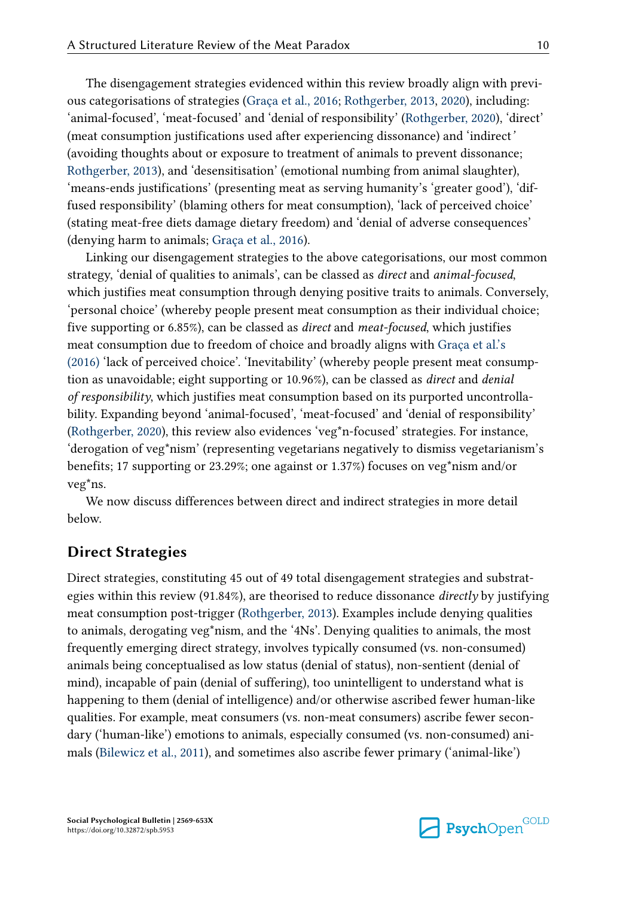The disengagement strategies evidenced within this review broadly align with previous categorisations of strategies (Graça et al., 2016; Rothgerber, 2013, 2020), including: 'animal-focused', 'meat-focused' and 'denial of responsibility' (Rothgerber, 2020), 'direct' (meat consumption justifications used after experiencing dissonance) and 'indirect' (avoiding thoughts about or exposure to treatment of animals to prevent dissonance; Rothgerber, 2013), and 'desensitisation' (emotional numbing from animal slaughter), 'means-ends justifications' (presenting meat as serving humanity's 'greater good'), 'diffused responsibility' (blaming others for meat consumption), 'lack of perceived choice' (stating meat-free diets damage dietary freedom) and 'denial of adverse consequences' (denying harm to animals; Graça et al., 2016).

Linking our disengagement strategies to the above categorisations, our most common strategy, 'denial of qualities to animals', can be classed as *direct* and *animal-focused*, which justifies meat consumption through denying positive traits to animals. Conversely, 'personal choice' (whereby people present meat consumption as their individual choice; five supporting or 6.85%), can be classed as *direct* and *meat-focused*, which justifies meat consumption due to freedom of choice and broadly aligns with Graça et al.'s (2016) 'lack of perceived choice'. 'Inevitability' (whereby people present meat consumption as unavoidable; eight supporting or 10.96%), can be classed as *direct* and *denial of responsibility*, which justifies meat consumption based on its purported uncontrollability. Expanding beyond 'animal-focused', 'meat-focused' and 'denial of responsibility' (Rothgerber, 2020), this review also evidences 'veg*n-focused' strategies. For instance, 'derogation of veg*nism' (representing vegetarians negatively to dismiss vegetarianism's benefits; 17 supporting or 23.29%; one against or 1.37%) focuses on veg*nism and/or veg*ns.

We now discuss differences between direct and indirect strategies in more detail below.

## Direct Strategies

Direct strategies, constituting 45 out of 49 total disengagement strategies and substrategies within this review (91.84%), are theorised to reduce dissonance *directly* by justifying meat consumption post-trigger (Rothgerber, 2013). Examples include denying qualities to animals, derogating veg*nism, and the '4Ns'. Denying qualities to animals, the most frequently emerging direct strategy, involves typically consumed (vs. non-consumed) animals being conceptualised as low status (denial of status), non-sentient (denial of mind), incapable of pain (denial of suffering), too unintelligent to understand what is happening to them (denial of intelligence) and/or otherwise ascribed fewer human-like qualities. For example, meat consumers (vs. non-meat consumers) ascribe fewer secondary ('human-like') emotions to animals, especially consumed (vs. non-consumed) animals (Bilewicz et al., 2011), and sometimes also ascribe fewer primary ('animal-like')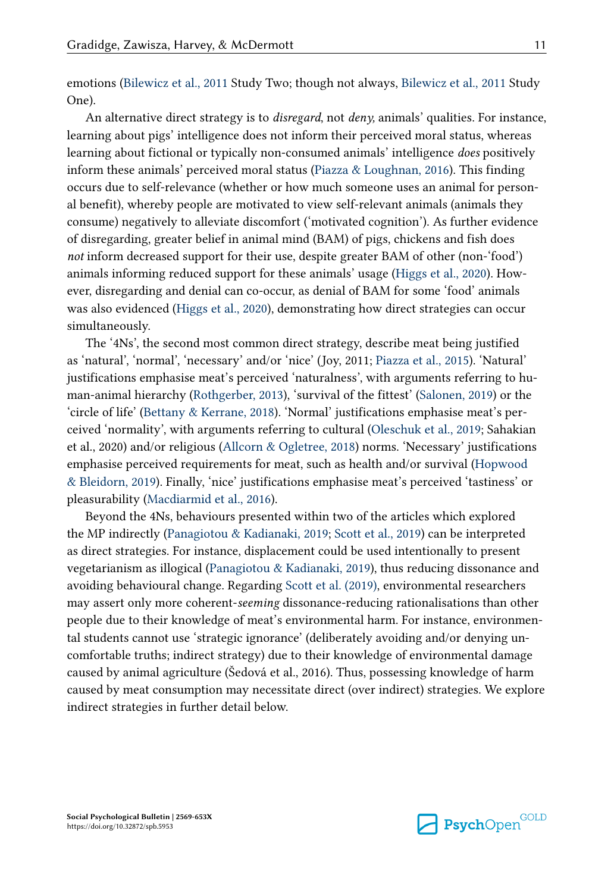emotions (Bilewicz et al., 2011 Study Two; though not always, Bilewicz et al., 2011 Study One).

An alternative direct strategy is to *disregard*, not *deny*, animals' qualities. For instance, learning about pigs' intelligence does not inform their perceived moral status, whereas learning about fictional or typically non-consumed animals' intelligence *does* positively inform these animals' perceived moral status (Piazza & Loughnan, 2016). This finding occurs due to self-relevance (whether or how much someone uses an animal for personal benefit), whereby people are motivated to view self-relevant animals (animals they consume) negatively to alleviate discomfort ('motivated cognition'). As further evidence of disregarding, greater belief in animal mind (BAM) of pigs, chickens and fish does *not* inform decreased support for their use, despite greater BAM of other (non-'food') animals informing reduced support for these animals' usage (Higgs et al., 2020). However, disregarding and denial can co-occur, as denial of BAM for some 'food' animals was also evidenced (Higgs et al., 2020), demonstrating how direct strategies can occur simultaneously.

The '4Ns', the second most common direct strategy, describe meat being justified as 'natural', 'normal', 'necessary' and/or 'nice' (Joy, 2011; Piazza et al., 2015). 'Natural' justifications emphasise meat's perceived 'naturalness', with arguments referring to human-animal hierarchy (Rothgerber, 2013), 'survival of the fittest' (Salonen, 2019) or the 'circle of life' (Bettany & Kerrane, 2018). 'Normal' justifications emphasise meat's perceived 'normality', with arguments referring to cultural (Oleschuk et al., 2019; Sahakian et al., 2020) and/or religious (Allcorn & Ogletree, 2018) norms. 'Necessary' justifications emphasise perceived requirements for meat, such as health and/or survival (Hopwood & Bleidorn, 2019). Finally, 'nice' justifications emphasise meat's perceived 'tastiness' or pleasurability (Macdiarmid et al., 2016).

Beyond the 4Ns, behaviours presented within two of the articles which explored the MP indirectly (Panagiotou & Kadianaki, 2019; Scott et al., 2019) can be interpreted as direct strategies. For instance, displacement could be used intentionally to present vegetarianism as illogical (Panagiotou & Kadianaki, 2019), thus reducing dissonance and avoiding behavioural change. Regarding Scott et al. (2019), environmental researchers may assert only more coherent-*seeming* dissonance-reducing rationalisations than other people due to their knowledge of meat's environmental harm. For instance, environmental students cannot use 'strategic ignorance' (deliberately avoiding and/or denying uncomfortable truths; indirect strategy) due to their knowledge of environmental damage caused by animal agriculture (Šedová et al., 2016). Thus, possessing knowledge of harm caused by meat consumption may necessitate direct (over indirect) strategies. We explore indirect strategies in further detail below.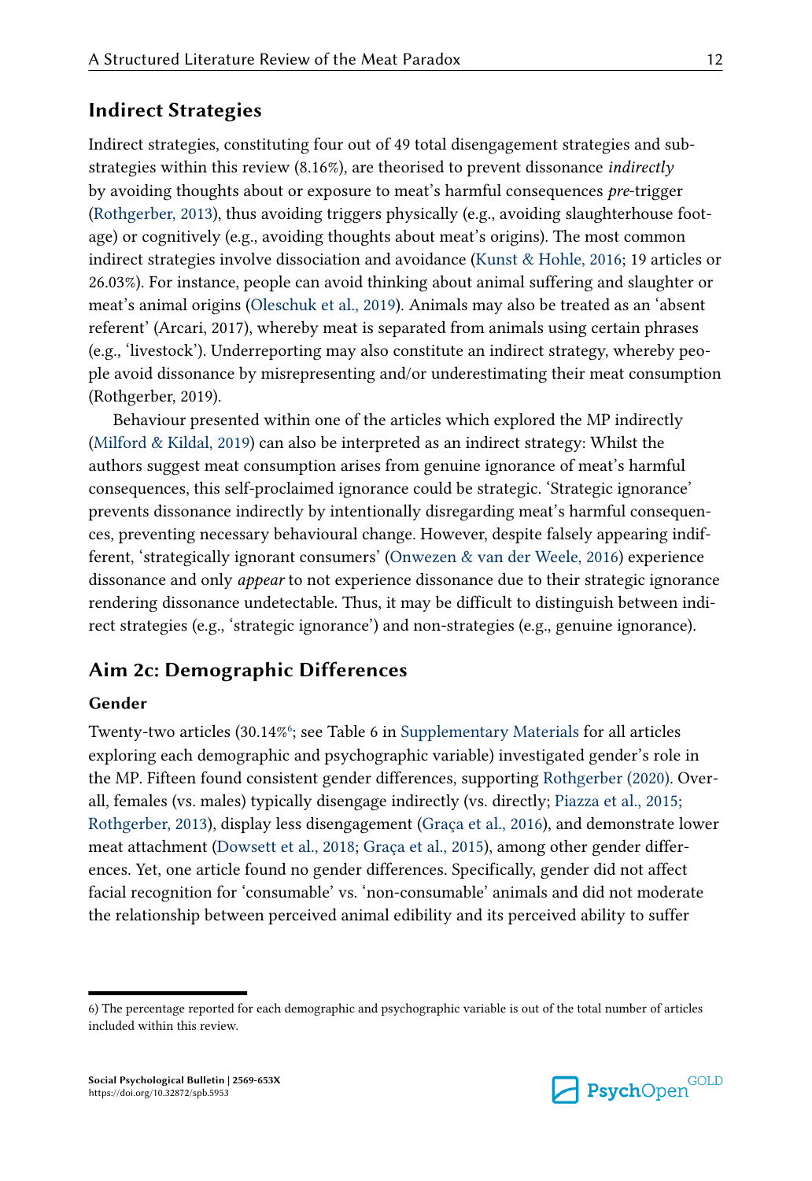## Indirect Strategies

Indirect strategies, constituting four out of 49 total disengagement strategies and sub-strategies within this review (8.16%), are theorised to prevent dissonance *indirectly* by avoiding thoughts about or exposure to meat's harmful consequences *pre*-trigger (Rothgerber, 2013), thus avoiding triggers physically (e.g., avoiding slaughterhouse footage) or cognitively (e.g., avoiding thoughts about meat's origins). The most common indirect strategies involve dissociation and avoidance (Kunst & Hohle, 2016; 19 articles or 26.03%). For instance, people can avoid thinking about animal suffering and slaughter or meat's animal origins (Oleschuk et al., 2019). Animals may also be treated as an 'absent referent' (Arcari, 2017), whereby meat is separated from animals using certain phrases (e.g., 'livestock'). Underreporting may also constitute an indirect strategy, whereby people avoid dissonance by misrepresenting and/or underestimating their meat consumption (Rothgerber, 2019).

Behaviour presented within one of the articles which explored the MP indirectly (Milford & Kildal, 2019) can also be interpreted as an indirect strategy: Whilst the authors suggest meat consumption arises from genuine ignorance of meat's harmful consequences, this self-proclaimed ignorance could be strategic. 'Strategic ignorance' prevents dissonance indirectly by intentionally disregarding meat's harmful consequences, preventing necessary behavioural change. However, despite falsely appearing indifferent, 'strategically ignorant consumers' (Onwezen & van der Weele, 2016) experience dissonance and only *appear* to not experience dissonance due to their strategic ignorance rendering dissonance undetectable. Thus, it may be difficult to distinguish between indirect strategies (e.g., 'strategic ignorance') and non-strategies (e.g., genuine ignorance).

## Aim 2c: Demographic Differences

### Gender

Twenty-two articles (30.14%[6]; see Table 6 in Supplementary Materials for all articles exploring each demographic and psychographic variable) investigated gender's role in the MP. Fifteen found consistent gender differences, supporting Rothgerber (2020). Overall, females (vs. males) typically disengage indirectly (vs. directly; Piazza et al., 2015; Rothgerber, 2013), display less disengagement (Graça et al., 2016), and demonstrate lower meat attachment (Dowsett et al., 2018; Graça et al., 2015), among other gender differences. Yet, one article found no gender differences. Specifically, gender did not affect facial recognition for 'consumable' vs. 'non-consumable' animals and did not moderate the relationship between perceived animal edibility and its perceived ability to suffer

6) The percentage reported for each demographic and psychographic variable is out of the total number of articles included within this review.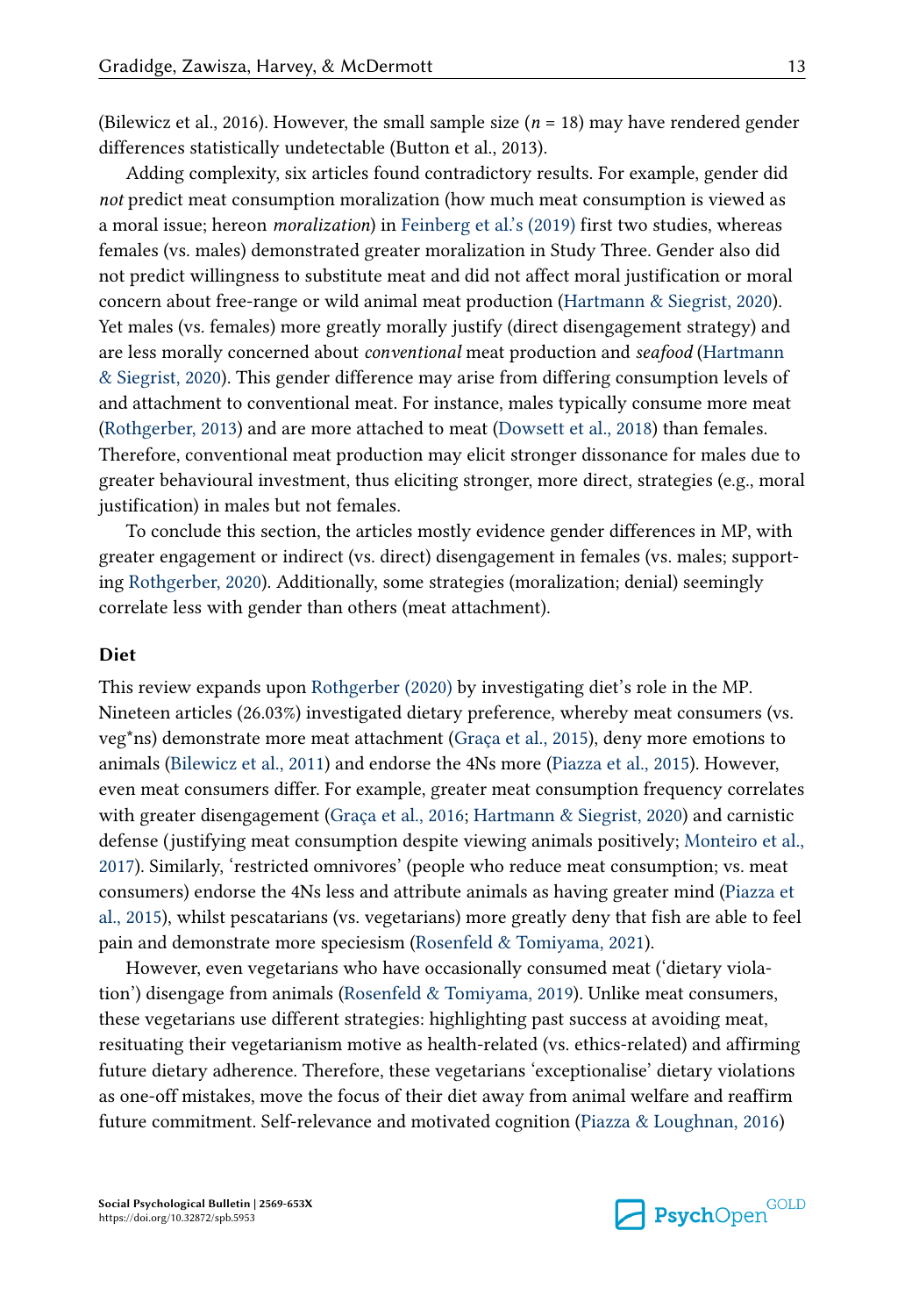(Bilewicz et al., 2016). However, the small sample size ($n$ = 18) may have rendered gender differences statistically undetectable (Button et al., 2013).

Adding complexity, six articles found contradictory results. For example, gender did *not* predict meat consumption moralization (how much meat consumption is viewed as a moral issue; hereon *moralization*) in Feinberg et al.'s (2019) first two studies, whereas females (vs. males) demonstrated greater moralization in Study Three. Gender also did not predict willingness to substitute meat and did not affect moral justification or moral concern about free-range or wild animal meat production (Hartmann & Siegrist, 2020). Yet males (vs. females) more greatly morally justify (direct disengagement strategy) and are less morally concerned about *conventional* meat production and *seafood* (Hartmann & Siegrist, 2020). This gender difference may arise from differing consumption levels of and attachment to conventional meat. For instance, males typically consume more meat (Rothgerber, 2013) and are more attached to meat (Dowsett et al., 2018) than females. Therefore, conventional meat production may elicit stronger dissonance for males due to greater behavioural investment, thus eliciting stronger, more direct, strategies (e.g., moral justification) in males but not females.

To conclude this section, the articles mostly evidence gender differences in MP, with greater engagement or indirect (vs. direct) disengagement in females (vs. males; supporting Rothgerber, 2020). Additionally, some strategies (moralization; denial) seemingly correlate less with gender than others (meat attachment).

### Diet

This review expands upon Rothgerber (2020) by investigating diet's role in the MP. Nineteen articles (26.03%) investigated dietary preference, whereby meat consumers (vs. veg*ns) demonstrate more meat attachment (Graça et al., 2015), deny more emotions to animals (Bilewicz et al., 2011) and endorse the 4Ns more (Piazza et al., 2015). However, even meat consumers differ. For example, greater meat consumption frequency correlates with greater disengagement (Graça et al., 2016; Hartmann & Siegrist, 2020) and carnistic defense (justifying meat consumption despite viewing animals positively; Monteiro et al., 2017). Similarly, 'restricted omnivores' (people who reduce meat consumption; vs. meat consumers) endorse the 4Ns less and attribute animals as having greater mind (Piazza et al., 2015), whilst pescatarians (vs. vegetarians) more greatly deny that fish are able to feel pain and demonstrate more speciesism (Rosenfeld & Tomiyama, 2021).

However, even vegetarians who have occasionally consumed meat ('dietary violation') disengage from animals (Rosenfeld & Tomiyama, 2019). Unlike meat consumers, these vegetarians use different strategies: highlighting past success at avoiding meat, resituating their vegetarianism motive as health-related (vs. ethics-related) and affirming future dietary adherence. Therefore, these vegetarians 'exceptionalise' dietary violations as one-off mistakes, move the focus of their diet away from animal welfare and reaffirm future commitment. Self-relevance and motivated cognition (Piazza & Loughnan, 2016)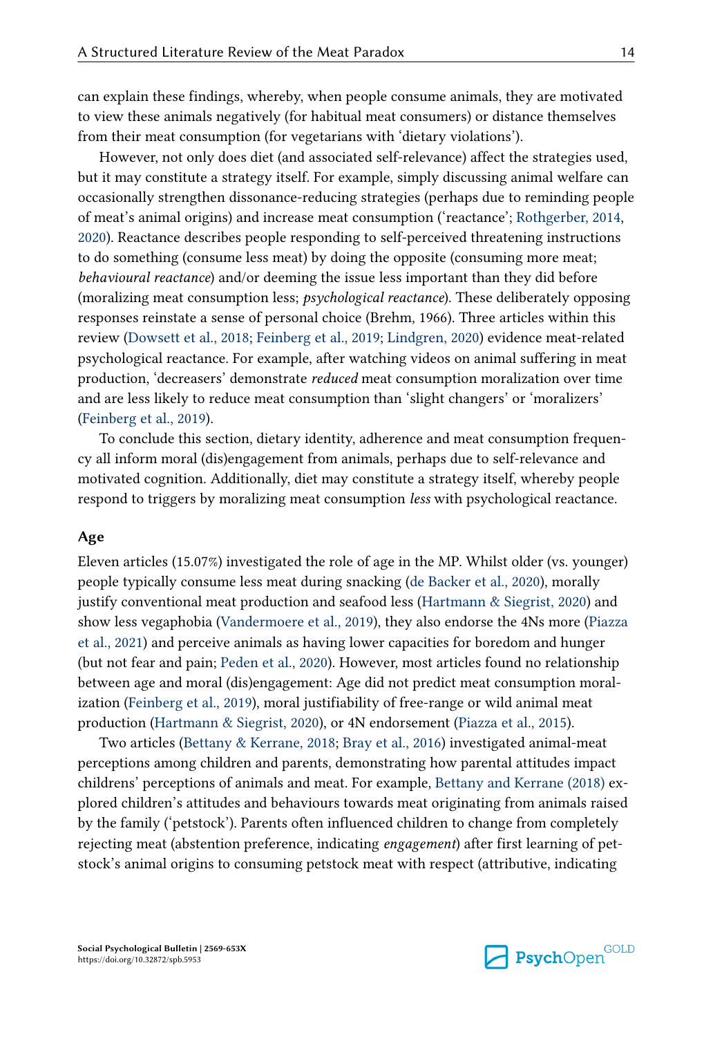can explain these findings, whereby, when people consume animals, they are motivated to view these animals negatively (for habitual meat consumers) or distance themselves from their meat consumption (for vegetarians with 'dietary violations').

However, not only does diet (and associated self-relevance) affect the strategies used, but it may constitute a strategy itself. For example, simply discussing animal welfare can occasionally strengthen dissonance-reducing strategies (perhaps due to reminding people of meat's animal origins) and increase meat consumption ('reactance'; Rothgerber, 2014, 2020). Reactance describes people responding to self-perceived threatening instructions to do something (consume less meat) by doing the opposite (consuming more meat; *behavioural reactance*) and/or deeming the issue less important than they did before (moralizing meat consumption less; *psychological reactance*). These deliberately opposing responses reinstate a sense of personal choice (Brehm, 1966). Three articles within this review (Dowsett et al., 2018; Feinberg et al., 2019; Lindgren, 2020) evidence meat-related psychological reactance. For example, after watching videos on animal suffering in meat production, 'decreasers' demonstrate *reduced* meat consumption moralization over time and are less likely to reduce meat consumption than 'slight changers' or 'moralizers' (Feinberg et al., 2019).

To conclude this section, dietary identity, adherence and meat consumption frequency all inform moral (dis)engagement from animals, perhaps due to self-relevance and motivated cognition. Additionally, diet may constitute a strategy itself, whereby people respond to triggers by moralizing meat consumption *less* with psychological reactance.

### Age

Eleven articles (15.07%) investigated the role of age in the MP. Whilst older (vs. younger) people typically consume less meat during snacking (de Backer et al., 2020), morally justify conventional meat production and seafood less (Hartmann & Siegrist, 2020) and show less vegaphobia (Vandermoere et al., 2019), they also endorse the 4Ns more (Piazza et al., 2021) and perceive animals as having lower capacities for boredom and hunger (but not fear and pain; Peden et al., 2020). However, most articles found no relationship between age and moral (dis)engagement: Age did not predict meat consumption moralization (Feinberg et al., 2019), moral justifiability of free-range or wild animal meat production (Hartmann & Siegrist, 2020), or 4N endorsement (Piazza et al., 2015).

Two articles (Bettany & Kerrane, 2018; Bray et al., 2016) investigated animal-meat perceptions among children and parents, demonstrating how parental attitudes impact childrens' perceptions of animals and meat. For example, Bettany and Kerrane (2018) explored children's attitudes and behaviours towards meat originating from animals raised by the family ('petstock'). Parents often influenced children to change from completely rejecting meat (abstention preference, indicating *engagement*) after first learning of petstock's animal origins to consuming petstock meat with respect (attributive, indicating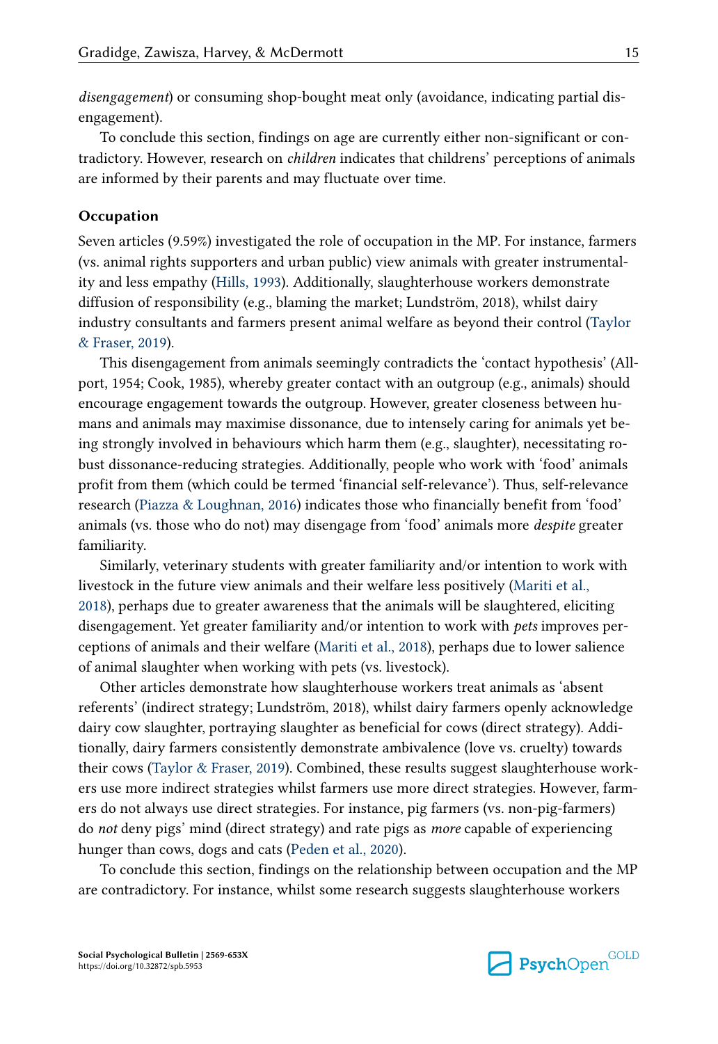*disengagement*) or consuming shop-bought meat only (avoidance, indicating partial disengagement).

To conclude this section, findings on age are currently either non-significant or contradictory. However, research on *children* indicates that childrens' perceptions of animals are informed by their parents and may fluctuate over time.

### Occupation

Seven articles (9.59%) investigated the role of occupation in the MP. For instance, farmers (vs. animal rights supporters and urban public) view animals with greater instrumentality and less empathy (Hills, 1993). Additionally, slaughterhouse workers demonstrate diffusion of responsibility (e.g., blaming the market; Lundström, 2018), whilst dairy industry consultants and farmers present animal welfare as beyond their control (Taylor & Fraser, 2019).

This disengagement from animals seemingly contradicts the 'contact hypothesis' (Allport, 1954; Cook, 1985), whereby greater contact with an outgroup (e.g., animals) should encourage engagement towards the outgroup. However, greater closeness between humans and animals may maximise dissonance, due to intensely caring for animals yet being strongly involved in behaviours which harm them (e.g., slaughter), necessitating robust dissonance-reducing strategies. Additionally, people who work with 'food' animals profit from them (which could be termed 'financial self-relevance'). Thus, self-relevance research (Piazza & Loughnan, 2016) indicates those who financially benefit from 'food' animals (vs. those who do not) may disengage from 'food' animals more *despite* greater familiarity.

Similarly, veterinary students with greater familiarity and/or intention to work with livestock in the future view animals and their welfare less positively (Mariti et al., 2018), perhaps due to greater awareness that the animals will be slaughtered, eliciting disengagement. Yet greater familiarity and/or intention to work with *pets* improves perceptions of animals and their welfare (Mariti et al., 2018), perhaps due to lower salience of animal slaughter when working with pets (vs. livestock).

Other articles demonstrate how slaughterhouse workers treat animals as 'absent referents' (indirect strategy; Lundström, 2018), whilst dairy farmers openly acknowledge dairy cow slaughter, portraying slaughter as beneficial for cows (direct strategy). Additionally, dairy farmers consistently demonstrate ambivalence (love vs. cruelty) towards their cows (Taylor & Fraser, 2019). Combined, these results suggest slaughterhouse workers use more indirect strategies whilst farmers use more direct strategies. However, farmers do not always use direct strategies. For instance, pig farmers (vs. non-pig-farmers) do *not* deny pigs' mind (direct strategy) and rate pigs as *more* capable of experiencing hunger than cows, dogs and cats (Peden et al., 2020).

To conclude this section, findings on the relationship between occupation and the MP are contradictory. For instance, whilst some research suggests slaughterhouse workers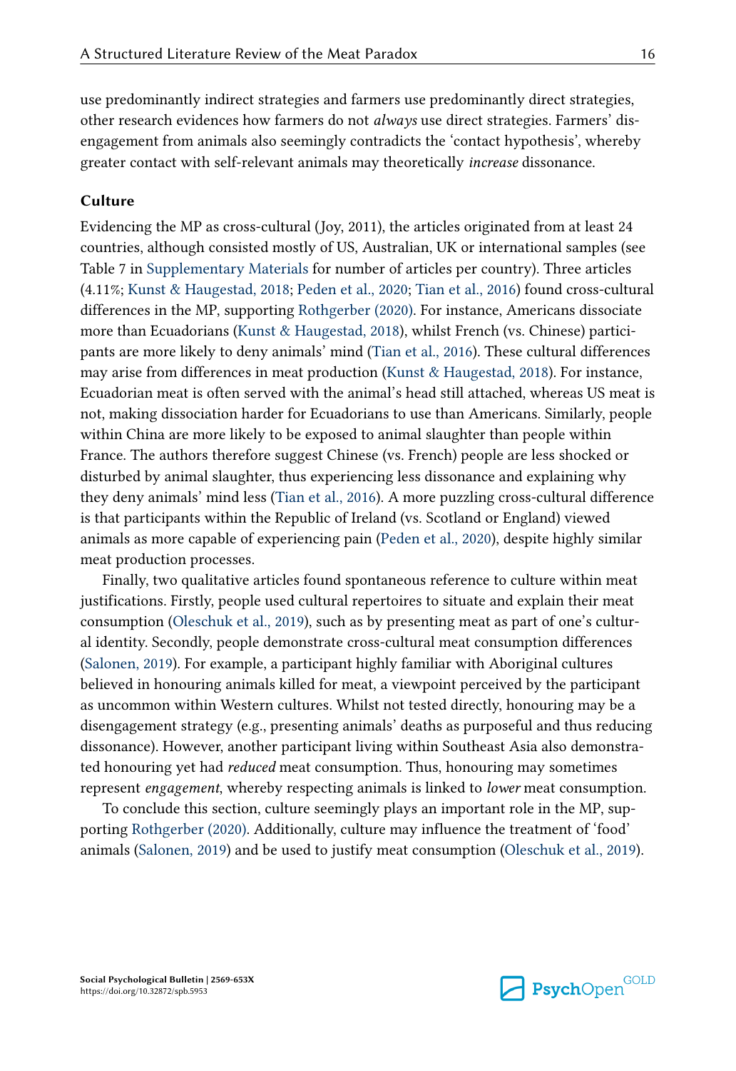use predominantly indirect strategies and farmers use predominantly direct strategies, other research evidences how farmers do not *always* use direct strategies. Farmers' disengagement from animals also seemingly contradicts the 'contact hypothesis', whereby greater contact with self-relevant animals may theoretically *increase* dissonance.

### Culture

Evidencing the MP as cross-cultural (Joy, 2011), the articles originated from at least 24 countries, although consisted mostly of US, Australian, UK or international samples (see Table 7 in Supplementary Materials for number of articles per country). Three articles (4.11%; Kunst & Haugestad, 2018; Peden et al., 2020; Tian et al., 2016) found cross-cultural differences in the MP, supporting Rothgerber (2020). For instance, Americans dissociate more than Ecuadorians (Kunst & Haugestad, 2018), whilst French (vs. Chinese) participants are more likely to deny animals' mind (Tian et al., 2016). These cultural differences may arise from differences in meat production (Kunst & Haugestad, 2018). For instance, Ecuadorian meat is often served with the animal's head still attached, whereas US meat is not, making dissociation harder for Ecuadorians to use than Americans. Similarly, people within China are more likely to be exposed to animal slaughter than people within France. The authors therefore suggest Chinese (vs. French) people are less shocked or disturbed by animal slaughter, thus experiencing less dissonance and explaining why they deny animals' mind less (Tian et al., 2016). A more puzzling cross-cultural difference is that participants within the Republic of Ireland (vs. Scotland or England) viewed animals as more capable of experiencing pain (Peden et al., 2020), despite highly similar meat production processes.

Finally, two qualitative articles found spontaneous reference to culture within meat justifications. Firstly, people used cultural repertoires to situate and explain their meat consumption (Oleschuk et al., 2019), such as by presenting meat as part of one's cultural identity. Secondly, people demonstrate cross-cultural meat consumption differences (Salonen, 2019). For example, a participant highly familiar with Aboriginal cultures believed in honouring animals killed for meat, a viewpoint perceived by the participant as uncommon within Western cultures. Whilst not tested directly, honouring may be a disengagement strategy (e.g., presenting animals' deaths as purposeful and thus reducing dissonance). However, another participant living within Southeast Asia also demonstrated honouring yet had *reduced* meat consumption. Thus, honouring may sometimes represent *engagement*, whereby respecting animals is linked to *lower* meat consumption.

To conclude this section, culture seemingly plays an important role in the MP, supporting Rothgerber (2020). Additionally, culture may influence the treatment of 'food' animals (Salonen, 2019) and be used to justify meat consumption (Oleschuk et al., 2019).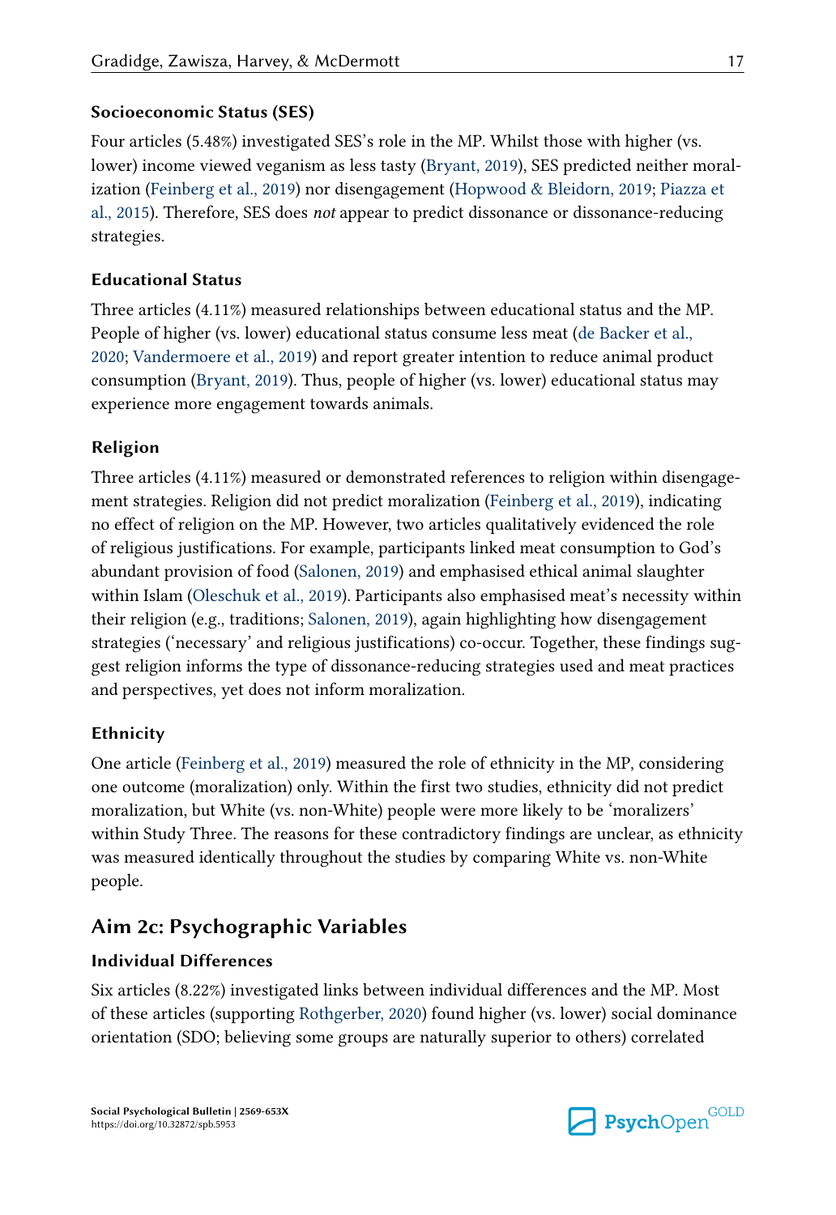### Socioeconomic Status (SES)

Four articles (5.48%) investigated SES's role in the MP. Whilst those with higher (vs. lower) income viewed veganism as less tasty (Bryant, 2019), SES predicted neither moralization (Feinberg et al., 2019) nor disengagement (Hopwood & Bleidorn, 2019; Piazza et al., 2015). Therefore, SES does *not* appear to predict dissonance or dissonance-reducing strategies.

### Educational Status

Three articles (4.11%) measured relationships between educational status and the MP. People of higher (vs. lower) educational status consume less meat (de Backer et al., 2020; Vandermoere et al., 2019) and report greater intention to reduce animal product consumption (Bryant, 2019). Thus, people of higher (vs. lower) educational status may experience more engagement towards animals.

### Religion

Three articles (4.11%) measured or demonstrated references to religion within disengagement strategies. Religion did not predict moralization (Feinberg et al., 2019), indicating no effect of religion on the MP. However, two articles qualitatively evidenced the role of religious justifications. For example, participants linked meat consumption to God's abundant provision of food (Salonen, 2019) and emphasised ethical animal slaughter within Islam (Oleschuk et al., 2019). Participants also emphasised meat's necessity within their religion (e.g., traditions; Salonen, 2019), again highlighting how disengagement strategies ('necessary' and religious justifications) co-occur. Together, these findings suggest religion informs the type of dissonance-reducing strategies used and meat practices and perspectives, yet does not inform moralization.

### Ethnicity

One article (Feinberg et al., 2019) measured the role of ethnicity in the MP, considering one outcome (moralization) only. Within the first two studies, ethnicity did not predict moralization, but White (vs. non-White) people were more likely to be 'moralizers' within Study Three. The reasons for these contradictory findings are unclear, as ethnicity was measured identically throughout the studies by comparing White vs. non-White people.

## Aim 2c: Psychographic Variables

### Individual Differences

Six articles (8.22%) investigated links between individual differences and the MP. Most of these articles (supporting Rothgerber, 2020) found higher (vs. lower) social dominance orientation (SDO; believing some groups are naturally superior to others) correlated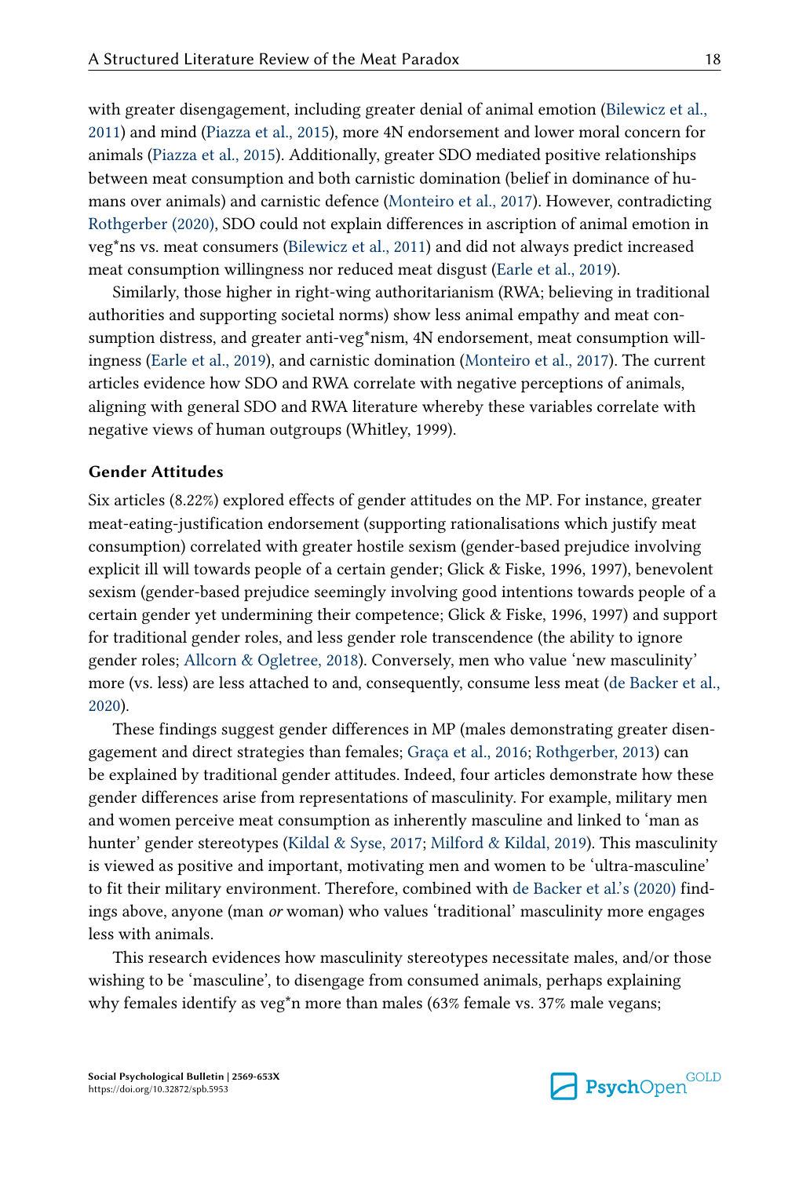with greater disengagement, including greater denial of animal emotion (Bilewicz et al., 2011) and mind (Piazza et al., 2015), more 4N endorsement and lower moral concern for animals (Piazza et al., 2015). Additionally, greater SDO mediated positive relationships between meat consumption and both carnistic domination (belief in dominance of humans over animals) and carnistic defence (Monteiro et al., 2017). However, contradicting Rothgerber (2020), SDO could not explain differences in ascription of animal emotion in veg*ns vs. meat consumers (Bilewicz et al., 2011) and did not always predict increased meat consumption willingness nor reduced meat disgust (Earle et al., 2019).

Similarly, those higher in right-wing authoritarianism (RWA; believing in traditional authorities and supporting societal norms) show less animal empathy and meat consumption distress, and greater anti-veg*nism, 4N endorsement, meat consumption willingness (Earle et al., 2019), and carnistic domination (Monteiro et al., 2017). The current articles evidence how SDO and RWA correlate with negative perceptions of animals, aligning with general SDO and RWA literature whereby these variables correlate with negative views of human outgroups (Whitley, 1999).

**Gender Attitudes**

Six articles (8.22%) explored effects of gender attitudes on the MP. For instance, greater meat-eating-justification endorsement (supporting rationalisations which justify meat consumption) correlated with greater hostile sexism (gender-based prejudice involving explicit ill will towards people of a certain gender; Glick & Fiske, 1996, 1997), benevolent sexism (gender-based prejudice seemingly involving good intentions towards people of a certain gender yet undermining their competence; Glick & Fiske, 1996, 1997) and support for traditional gender roles, and less gender role transcendence (the ability to ignore gender roles; Allcorn & Ogletree, 2018). Conversely, men who value 'new masculinity' more (vs. less) are less attached to and, consequently, consume less meat (de Backer et al., 2020).

These findings suggest gender differences in MP (males demonstrating greater disengagement and direct strategies than females; Graça et al., 2016; Rothgerber, 2013) can be explained by traditional gender attitudes. Indeed, four articles demonstrate how these gender differences arise from representations of masculinity. For example, military men and women perceive meat consumption as inherently masculine and linked to 'man as hunter' gender stereotypes (Kildal & Syse, 2017; Milford & Kildal, 2019). This masculinity is viewed as positive and important, motivating men and women to be 'ultra-masculine' to fit their military environment. Therefore, combined with de Backer et al.'s (2020) findings above, anyone (man *or* woman) who values 'traditional' masculinity more engages less with animals.

This research evidences how masculinity stereotypes necessitate males, and/or those wishing to be 'masculine', to disengage from consumed animals, perhaps explaining why females identify as veg*n more than males (63% female vs. 37% male vegans;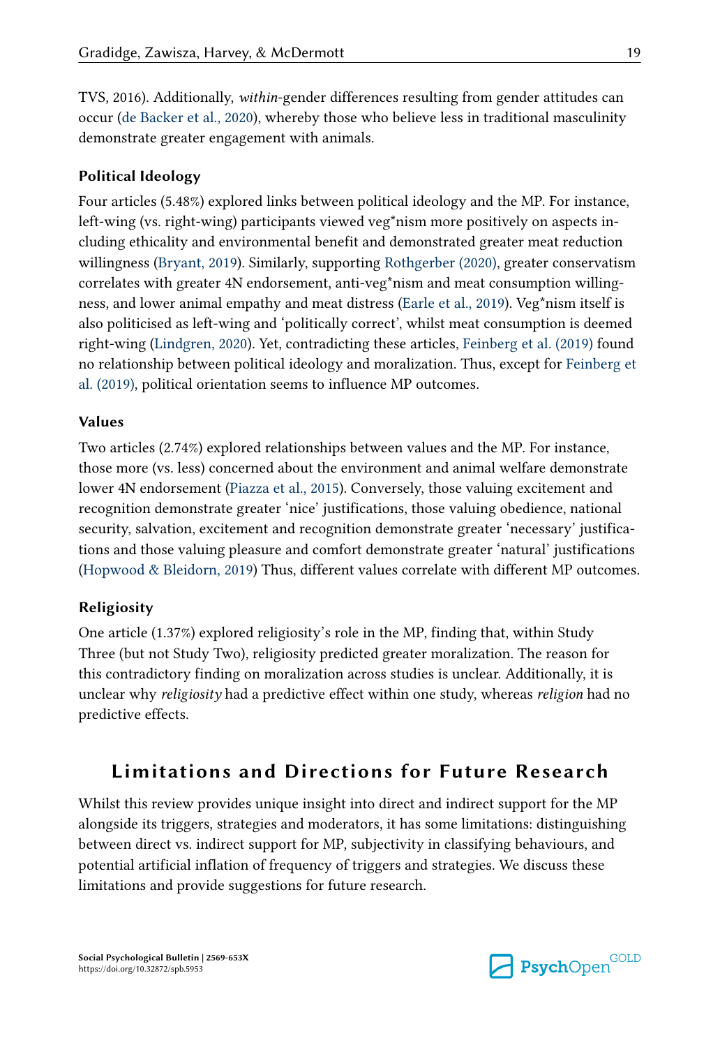TVS, 2016). Additionally, *within*-gender differences resulting from gender attitudes can occur (de Backer et al., 2020), whereby those who believe less in traditional masculinity demonstrate greater engagement with animals.

### Political Ideology

Four articles (5.48%) explored links between political ideology and the MP. For instance, left-wing (vs. right-wing) participants viewed veg*nism more positively on aspects including ethicality and environmental benefit and demonstrated greater meat reduction willingness (Bryant, 2019). Similarly, supporting Rothgerber (2020), greater conservatism correlates with greater 4N endorsement, anti-veg*nism and meat consumption willingness, and lower animal empathy and meat distress (Earle et al., 2019). Veg*nism itself is also politicised as left-wing and 'politically correct', whilst meat consumption is deemed right-wing (Lindgren, 2020). Yet, contradicting these articles, Feinberg et al. (2019) found no relationship between political ideology and moralization. Thus, except for Feinberg et al. (2019), political orientation seems to influence MP outcomes.

### Values

Two articles (2.74%) explored relationships between values and the MP. For instance, those more (vs. less) concerned about the environment and animal welfare demonstrate lower 4N endorsement (Piazza et al., 2015). Conversely, those valuing excitement and recognition demonstrate greater 'nice' justifications, those valuing obedience, national security, salvation, excitement and recognition demonstrate greater 'necessary' justifications and those valuing pleasure and comfort demonstrate greater 'natural' justifications (Hopwood & Bleidorn, 2019) Thus, different values correlate with different MP outcomes.

### Religiosity

One article (1.37%) explored religiosity's role in the MP, finding that, within Study Three (but not Study Two), religiosity predicted greater moralization. The reason for this contradictory finding on moralization across studies is unclear. Additionally, it is unclear why *religiosity* had a predictive effect within one study, whereas *religion* had no predictive effects.

## Limitations and Directions for Future Research

Whilst this review provides unique insight into direct and indirect support for the MP alongside its triggers, strategies and moderators, it has some limitations: distinguishing between direct vs. indirect support for MP, subjectivity in classifying behaviours, and potential artificial inflation of frequency of triggers and strategies. We discuss these limitations and provide suggestions for future research.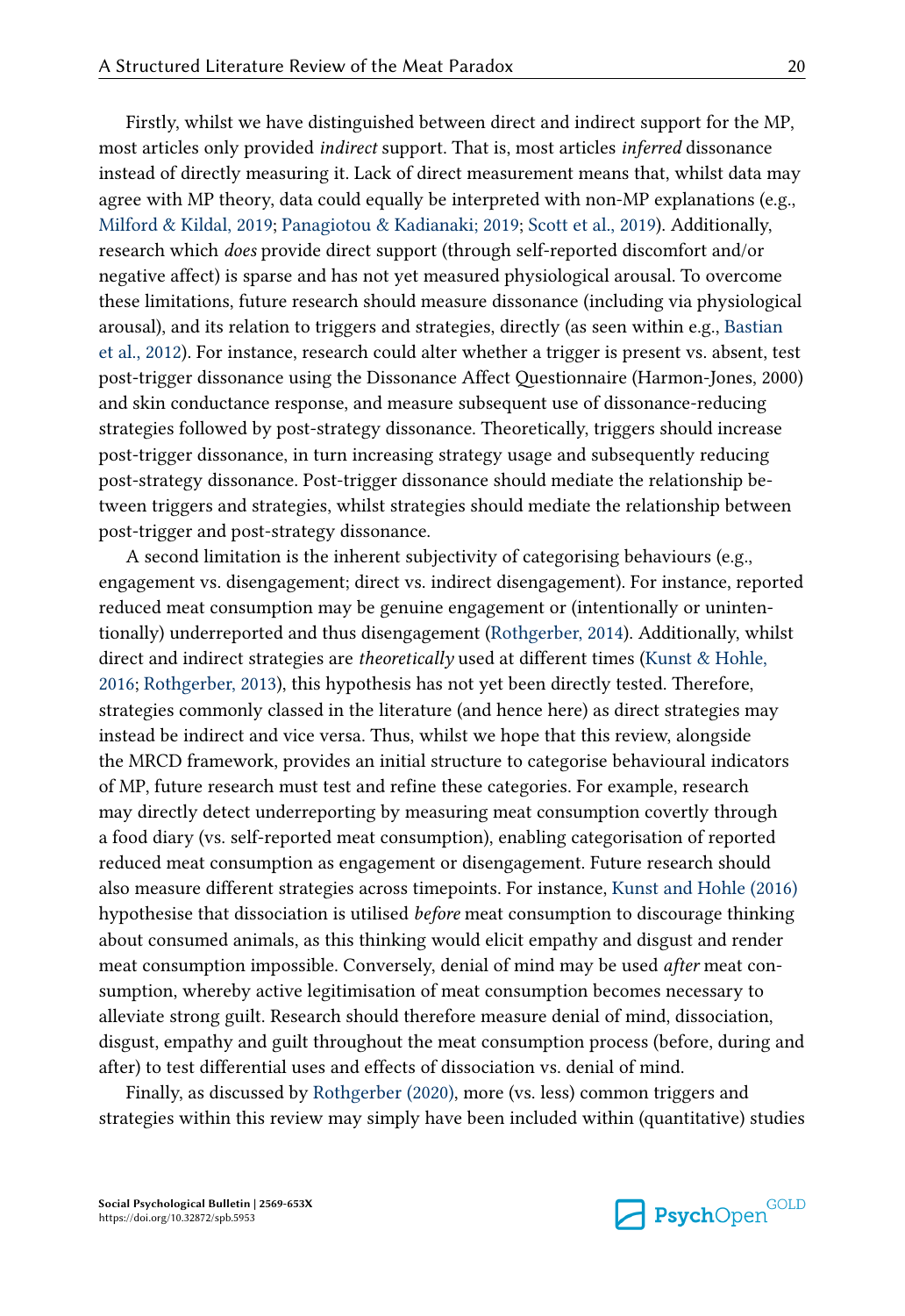Firstly, whilst we have distinguished between direct and indirect support for the MP, most articles only provided *indirect* support. That is, most articles *inferred* dissonance instead of directly measuring it. Lack of direct measurement means that, whilst data may agree with MP theory, data could equally be interpreted with non-MP explanations (e.g., Milford & Kildal, 2019; Panagiotou & Kadianaki; 2019; Scott et al., 2019). Additionally, research which *does* provide direct support (through self-reported discomfort and/or negative affect) is sparse and has not yet measured physiological arousal. To overcome these limitations, future research should measure dissonance (including via physiological arousal), and its relation to triggers and strategies, directly (as seen within e.g., Bastian et al., 2012). For instance, research could alter whether a trigger is present vs. absent, test post-trigger dissonance using the Dissonance Affect Questionnaire (Harmon-Jones, 2000) and skin conductance response, and measure subsequent use of dissonance-reducing strategies followed by post-strategy dissonance. Theoretically, triggers should increase post-trigger dissonance, in turn increasing strategy usage and subsequently reducing post-strategy dissonance. Post-trigger dissonance should mediate the relationship between triggers and strategies, whilst strategies should mediate the relationship between post-trigger and post-strategy dissonance.

A second limitation is the inherent subjectivity of categorising behaviours (e.g., engagement vs. disengagement; direct vs. indirect disengagement). For instance, reported reduced meat consumption may be genuine engagement or (intentionally or unintentionally) underreported and thus disengagement (Rothgerber, 2014). Additionally, whilst direct and indirect strategies are *theoretically* used at different times (Kunst & Hohle, 2016; Rothgerber, 2013), this hypothesis has not yet been directly tested. Therefore, strategies commonly classed in the literature (and hence here) as direct strategies may instead be indirect and vice versa. Thus, whilst we hope that this review, alongside the MRCD framework, provides an initial structure to categorise behavioural indicators of MP, future research must test and refine these categories. For example, research may directly detect underreporting by measuring meat consumption covertly through a food diary (vs. self-reported meat consumption), enabling categorisation of reported reduced meat consumption as engagement or disengagement. Future research should also measure different strategies across timepoints. For instance, Kunst and Hohle (2016) hypothesise that dissociation is utilised *before* meat consumption to discourage thinking about consumed animals, as this thinking would elicit empathy and disgust and render meat consumption impossible. Conversely, denial of mind may be used *after* meat consumption, whereby active legitimisation of meat consumption becomes necessary to alleviate strong guilt. Research should therefore measure denial of mind, dissociation, disgust, empathy and guilt throughout the meat consumption process (before, during and after) to test differential uses and effects of dissociation vs. denial of mind.

Finally, as discussed by Rothgerber (2020), more (vs. less) common triggers and strategies within this review may simply have been included within (quantitative) studies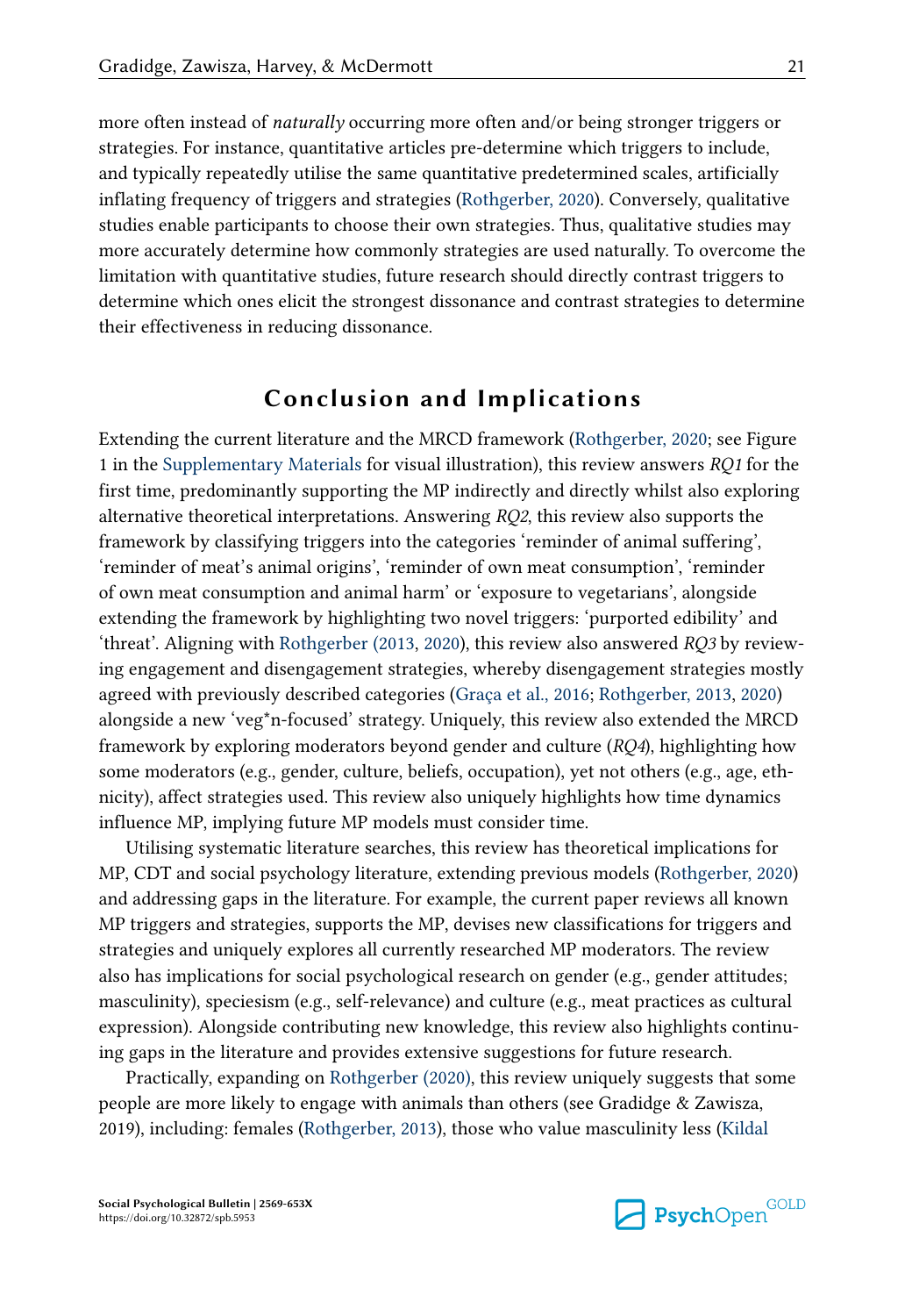more often instead of *naturally* occurring more often and/or being stronger triggers or strategies. For instance, quantitative articles pre-determine which triggers to include, and typically repeatedly utilise the same quantitative predetermined scales, artificially inflating frequency of triggers and strategies (Rothgerber, 2020). Conversely, qualitative studies enable participants to choose their own strategies. Thus, qualitative studies may more accurately determine how commonly strategies are used naturally. To overcome the limitation with quantitative studies, future research should directly contrast triggers to determine which ones elicit the strongest dissonance and contrast strategies to determine their effectiveness in reducing dissonance.

## Conclusion and Implications

Extending the current literature and the MRCD framework (Rothgerber, 2020; see Figure 1 in the Supplementary Materials for visual illustration), this review answers *RQ1* for the first time, predominantly supporting the MP indirectly and directly whilst also exploring alternative theoretical interpretations. Answering *RQ2*, this review also supports the framework by classifying triggers into the categories 'reminder of animal suffering', 'reminder of meat's animal origins', 'reminder of own meat consumption', 'reminder of own meat consumption and animal harm' or 'exposure to vegetarians', alongside extending the framework by highlighting two novel triggers: 'purported edibility' and 'threat'. Aligning with Rothgerber (2013, 2020), this review also answered *RQ3* by reviewing engagement and disengagement strategies, whereby disengagement strategies mostly agreed with previously described categories (Graça et al., 2016; Rothgerber, 2013, 2020) alongside a new 'veg*n-focused' strategy. Uniquely, this review also extended the MRCD framework by exploring moderators beyond gender and culture (*RQ4*), highlighting how some moderators (e.g., gender, culture, beliefs, occupation), yet not others (e.g., age, ethnicity), affect strategies used. This review also uniquely highlights how time dynamics influence MP, implying future MP models must consider time.

Utilising systematic literature searches, this review has theoretical implications for MP, CDT and social psychology literature, extending previous models (Rothgerber, 2020) and addressing gaps in the literature. For example, the current paper reviews all known MP triggers and strategies, supports the MP, devises new classifications for triggers and strategies and uniquely explores all currently researched MP moderators. The review also has implications for social psychological research on gender (e.g., gender attitudes; masculinity), speciesism (e.g., self-relevance) and culture (e.g., meat practices as cultural expression). Alongside contributing new knowledge, this review also highlights continuing gaps in the literature and provides extensive suggestions for future research.

Practically, expanding on Rothgerber (2020), this review uniquely suggests that some people are more likely to engage with animals than others (see Gradidge & Zawisza, 2019), including: females (Rothgerber, 2013), those who value masculinity less (Kildal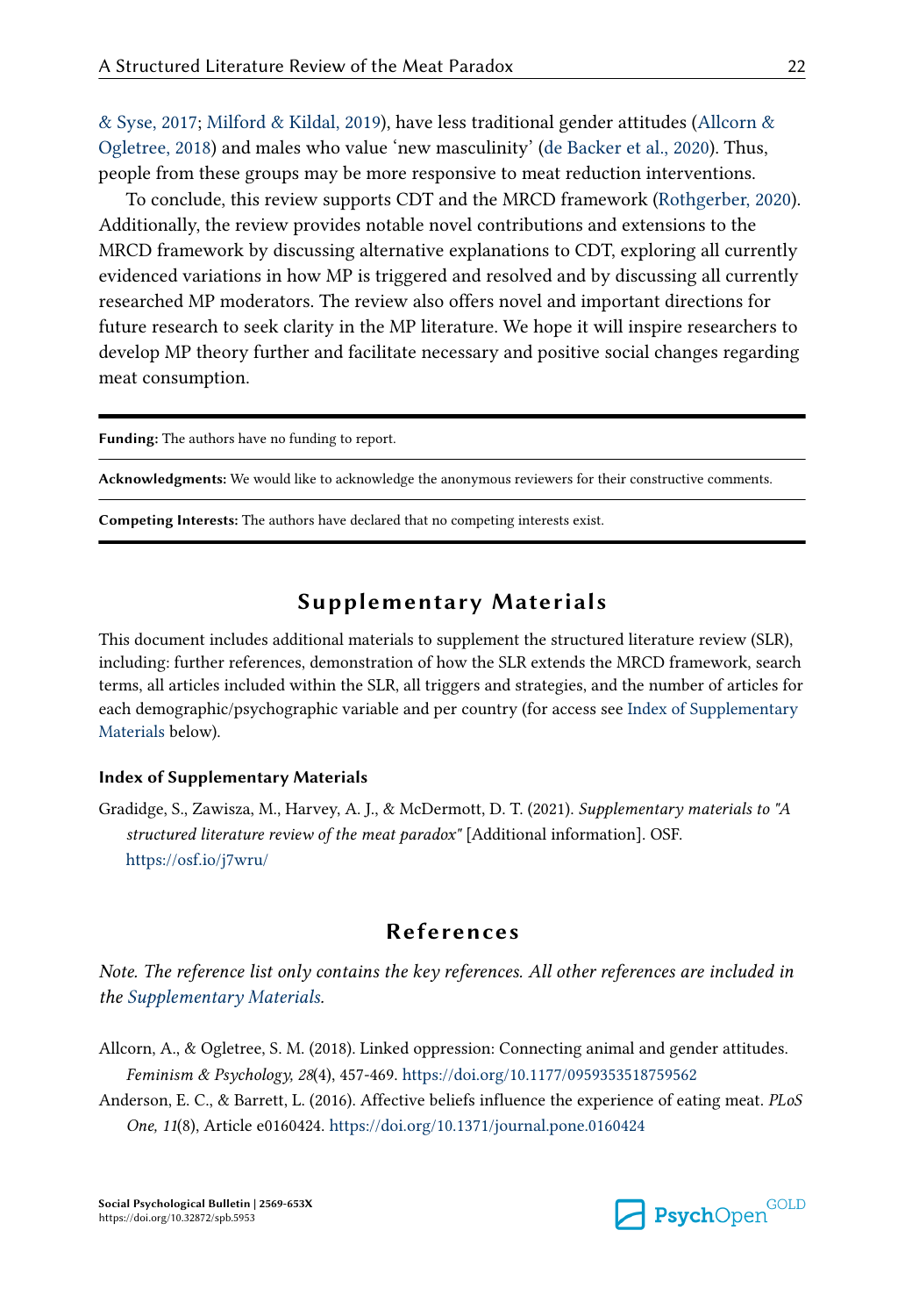& Syse, 2017; Milford & Kildal, 2019), have less traditional gender attitudes (Allcorn & Ogletree, 2018) and males who value 'new masculinity' (de Backer et al., 2020). Thus, people from these groups may be more responsive to meat reduction interventions.

To conclude, this review supports CDT and the MRCD framework (Rothgerber, 2020). Additionally, the review provides notable novel contributions and extensions to the MRCD framework by discussing alternative explanations to CDT, exploring all currently evidenced variations in how MP is triggered and resolved and by discussing all currently researched MP moderators. The review also offers novel and important directions for future research to seek clarity in the MP literature. We hope it will inspire researchers to develop MP theory further and facilitate necessary and positive social changes regarding meat consumption.

---

**Funding:** The authors have no funding to report.

**Acknowledgments:** We would like to acknowledge the anonymous reviewers for their constructive comments.

**Competing Interests:** The authors have declared that no competing interests exist.

---

## Supplementary Materials

This document includes additional materials to supplement the structured literature review (SLR), including: further references, demonstration of how the SLR extends the MRCD framework, search terms, all articles included within the SLR, all triggers and strategies, and the number of articles for each demographic/psychographic variable and per country (for access see Index of Supplementary Materials below).

### Index of Supplementary Materials

Gradidge, S., Zawisza, M., Harvey, A. J., & McDermott, D. T. (2021). *Supplementary materials to "A structured literature review of the meat paradox"* [Additional information]. OSF. https://osf.io/j7wru/

## References

*Note. The reference list only contains the key references. All other references are included in the Supplementary Materials.*

Allcorn, A., & Ogletree, S. M. (2018). Linked oppression: Connecting animal and gender attitudes. *Feminism & Psychology, 28*(4), 457-469. https://doi.org/10.1177/0959353518759562

Anderson, E. C., & Barrett, L. (2016). Affective beliefs influence the experience of eating meat. *PLoS One, 11*(8), Article e0160424. https://doi.org/10.1371/journal.pone.0160424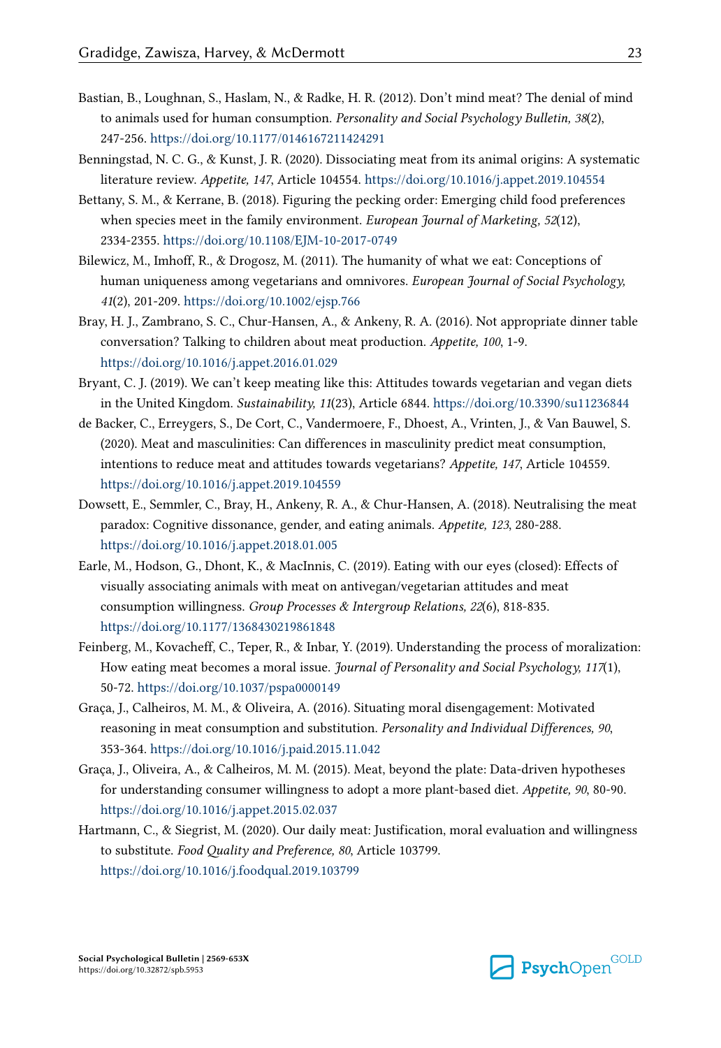Bastian, B., Loughnan, S., Haslam, N., & Radke, H. R. (2012). Don't mind meat? The denial of mind to animals used for human consumption. *Personality and Social Psychology Bulletin, 38*(2), 247-256. https://doi.org/10.1177/0146167211424291

Benningstad, N. C. G., & Kunst, J. R. (2020). Dissociating meat from its animal origins: A systematic literature review. *Appetite, 147*, Article 104554. https://doi.org/10.1016/j.appet.2019.104554

Bettany, S. M., & Kerrane, B. (2018). Figuring the pecking order: Emerging child food preferences when species meet in the family environment. *European Journal of Marketing, 52*(12), 2334-2355. https://doi.org/10.1108/EJM-10-2017-0749

Bilewicz, M., Imhoff, R., & Drogosz, M. (2011). The humanity of what we eat: Conceptions of human uniqueness among vegetarians and omnivores. *European Journal of Social Psychology, 41*(2), 201-209. https://doi.org/10.1002/ejsp.766

Bray, H. J., Zambrano, S. C., Chur-Hansen, A., & Ankeny, R. A. (2016). Not appropriate dinner table conversation? Talking to children about meat production. *Appetite, 100*, 1-9. https://doi.org/10.1016/j.appet.2016.01.029

Bryant, C. J. (2019). We can't keep meating like this: Attitudes towards vegetarian and vegan diets in the United Kingdom. *Sustainability, 11*(23), Article 6844. https://doi.org/10.3390/su11236844

de Backer, C., Erreygers, S., De Cort, C., Vandermoere, F., Dhoest, A., Vrinten, J., & Van Bauwel, S. (2020). Meat and masculinities: Can differences in masculinity predict meat consumption, intentions to reduce meat and attitudes towards vegetarians? *Appetite, 147*, Article 104559. https://doi.org/10.1016/j.appet.2019.104559

Dowsett, E., Semmler, C., Bray, H., Ankeny, R. A., & Chur-Hansen, A. (2018). Neutralising the meat paradox: Cognitive dissonance, gender, and eating animals. *Appetite, 123*, 280-288. https://doi.org/10.1016/j.appet.2018.01.005

Earle, M., Hodson, G., Dhont, K., & MacInnis, C. (2019). Eating with our eyes (closed): Effects of visually associating animals with meat on antivegan/vegetarian attitudes and meat consumption willingness. *Group Processes & Intergroup Relations, 22*(6), 818-835. https://doi.org/10.1177/1368430219861848

Feinberg, M., Kovacheff, C., Teper, R., & Inbar, Y. (2019). Understanding the process of moralization: How eating meat becomes a moral issue. *Journal of Personality and Social Psychology, 117*(1), 50-72. https://doi.org/10.1037/pspa0000149

Graça, J., Calheiros, M. M., & Oliveira, A. (2016). Situating moral disengagement: Motivated reasoning in meat consumption and substitution. *Personality and Individual Differences, 90*, 353-364. https://doi.org/10.1016/j.paid.2015.11.042

Graça, J., Oliveira, A., & Calheiros, M. M. (2015). Meat, beyond the plate: Data-driven hypotheses for understanding consumer willingness to adopt a more plant-based diet. *Appetite, 90*, 80-90. https://doi.org/10.1016/j.appet.2015.02.037

Hartmann, C., & Siegrist, M. (2020). Our daily meat: Justification, moral evaluation and willingness to substitute. *Food Quality and Preference, 80*, Article 103799. https://doi.org/10.1016/j.foodqual.2019.103799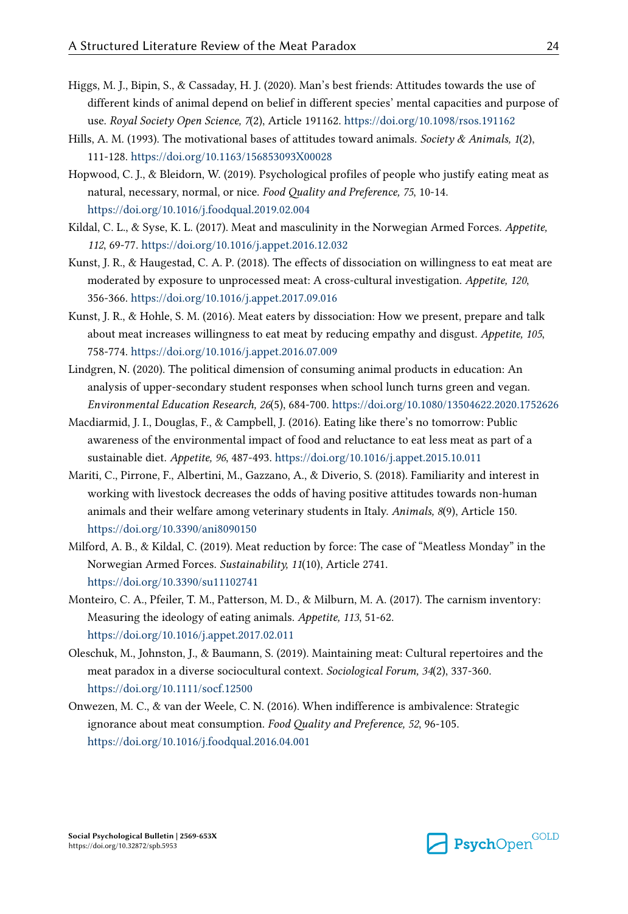Higgs, M. J., Bipin, S., & Cassaday, H. J. (2020). Man's best friends: Attitudes towards the use of different kinds of animal depend on belief in different species' mental capacities and purpose of use. *Royal Society Open Science, 7*(2), Article 191162. https://doi.org/10.1098/rsos.191162

Hills, A. M. (1993). The motivational bases of attitudes toward animals. *Society & Animals, 1*(2), 111-128. https://doi.org/10.1163/156853093X00028

Hopwood, C. J., & Bleidorn, W. (2019). Psychological profiles of people who justify eating meat as natural, necessary, normal, or nice. *Food Quality and Preference, 75*, 10-14. https://doi.org/10.1016/j.foodqual.2019.02.004

Kildal, C. L., & Syse, K. L. (2017). Meat and masculinity in the Norwegian Armed Forces. *Appetite, 112*, 69-77. https://doi.org/10.1016/j.appet.2016.12.032

Kunst, J. R., & Haugestad, C. A. P. (2018). The effects of dissociation on willingness to eat meat are moderated by exposure to unprocessed meat: A cross-cultural investigation. *Appetite, 120*, 356-366. https://doi.org/10.1016/j.appet.2017.09.016

Kunst, J. R., & Hohle, S. M. (2016). Meat eaters by dissociation: How we present, prepare and talk about meat increases willingness to eat meat by reducing empathy and disgust. *Appetite, 105*, 758-774. https://doi.org/10.1016/j.appet.2016.07.009

Lindgren, N. (2020). The political dimension of consuming animal products in education: An analysis of upper-secondary student responses when school lunch turns green and vegan. *Environmental Education Research, 26*(5), 684-700. https://doi.org/10.1080/13504622.2020.1752626

Macdiarmid, J. I., Douglas, F., & Campbell, J. (2016). Eating like there's no tomorrow: Public awareness of the environmental impact of food and reluctance to eat less meat as part of a sustainable diet. *Appetite, 96*, 487-493. https://doi.org/10.1016/j.appet.2015.10.011

Mariti, C., Pirrone, F., Albertini, M., Gazzano, A., & Diverio, S. (2018). Familiarity and interest in working with livestock decreases the odds of having positive attitudes towards non-human animals and their welfare among veterinary students in Italy. *Animals, 8*(9), Article 150. https://doi.org/10.3390/ani8090150

Milford, A. B., & Kildal, C. (2019). Meat reduction by force: The case of "Meatless Monday" in the Norwegian Armed Forces. *Sustainability, 11*(10), Article 2741. https://doi.org/10.3390/su11102741

Monteiro, C. A., Pfeiler, T. M., Patterson, M. D., & Milburn, M. A. (2017). The carnism inventory: Measuring the ideology of eating animals. *Appetite, 113*, 51-62. https://doi.org/10.1016/j.appet.2017.02.011

Oleschuk, M., Johnston, J., & Baumann, S. (2019). Maintaining meat: Cultural repertoires and the meat paradox in a diverse sociocultural context. *Sociological Forum, 34*(2), 337-360. https://doi.org/10.1111/socf.12500

Onwezen, M. C., & van der Weele, C. N. (2016). When indifference is ambivalence: Strategic ignorance about meat consumption. *Food Quality and Preference, 52*, 96-105. https://doi.org/10.1016/j.foodqual.2016.04.001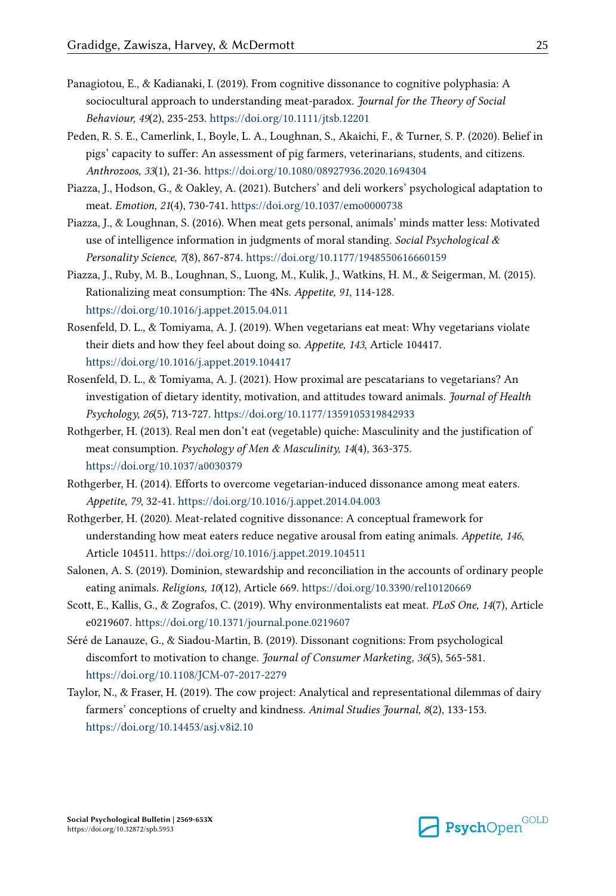Panagiotou, E., & Kadianaki, I. (2019). From cognitive dissonance to cognitive polyphasia: A sociocultural approach to understanding meat-paradox. *Journal for the Theory of Social Behaviour, 49*(2), 235-253. https://doi.org/10.1111/jtsb.12201

Peden, R. S. E., Camerlink, I., Boyle, L. A., Loughnan, S., Akaichi, F., & Turner, S. P. (2020). Belief in pigs' capacity to suffer: An assessment of pig farmers, veterinarians, students, and citizens. *Anthrozoos, 33*(1), 21-36. https://doi.org/10.1080/08927936.2020.1694304

Piazza, J., Hodson, G., & Oakley, A. (2021). Butchers' and deli workers' psychological adaptation to meat. *Emotion, 21*(4), 730-741. https://doi.org/10.1037/emo0000738

Piazza, J., & Loughnan, S. (2016). When meat gets personal, animals' minds matter less: Motivated use of intelligence information in judgments of moral standing. *Social Psychological & Personality Science, 7*(8), 867-874. https://doi.org/10.1177/1948550616660159

Piazza, J., Ruby, M. B., Loughnan, S., Luong, M., Kulik, J., Watkins, H. M., & Seigerman, M. (2015). Rationalizing meat consumption: The 4Ns. *Appetite, 91*, 114-128. https://doi.org/10.1016/j.appet.2015.04.011

Rosenfeld, D. L., & Tomiyama, A. J. (2019). When vegetarians eat meat: Why vegetarians violate their diets and how they feel about doing so. *Appetite, 143*, Article 104417. https://doi.org/10.1016/j.appet.2019.104417

Rosenfeld, D. L., & Tomiyama, A. J. (2021). How proximal are pescatarians to vegetarians? An investigation of dietary identity, motivation, and attitudes toward animals. *Journal of Health Psychology, 26*(5), 713-727. https://doi.org/10.1177/1359105319842933

Rothgerber, H. (2013). Real men don't eat (vegetable) quiche: Masculinity and the justification of meat consumption. *Psychology of Men & Masculinity, 14*(4), 363-375. https://doi.org/10.1037/a0030379

Rothgerber, H. (2014). Efforts to overcome vegetarian-induced dissonance among meat eaters. *Appetite, 79*, 32-41. https://doi.org/10.1016/j.appet.2014.04.003

Rothgerber, H. (2020). Meat-related cognitive dissonance: A conceptual framework for understanding how meat eaters reduce negative arousal from eating animals. *Appetite, 146*, Article 104511. https://doi.org/10.1016/j.appet.2019.104511

Salonen, A. S. (2019). Dominion, stewardship and reconciliation in the accounts of ordinary people eating animals. *Religions, 10*(12), Article 669. https://doi.org/10.3390/rel10120669

Scott, E., Kallis, G., & Zografos, C. (2019). Why environmentalists eat meat. *PLoS One, 14*(7), Article e0219607. https://doi.org/10.1371/journal.pone.0219607

Séré de Lanauze, G., & Siadou-Martin, B. (2019). Dissonant cognitions: From psychological discomfort to motivation to change. *Journal of Consumer Marketing, 36*(5), 565-581. https://doi.org/10.1108/JCM-07-2017-2279

Taylor, N., & Fraser, H. (2019). The cow project: Analytical and representational dilemmas of dairy farmers' conceptions of cruelty and kindness. *Animal Studies Journal, 8*(2), 133-153. https://doi.org/10.14453/asj.v8i2.10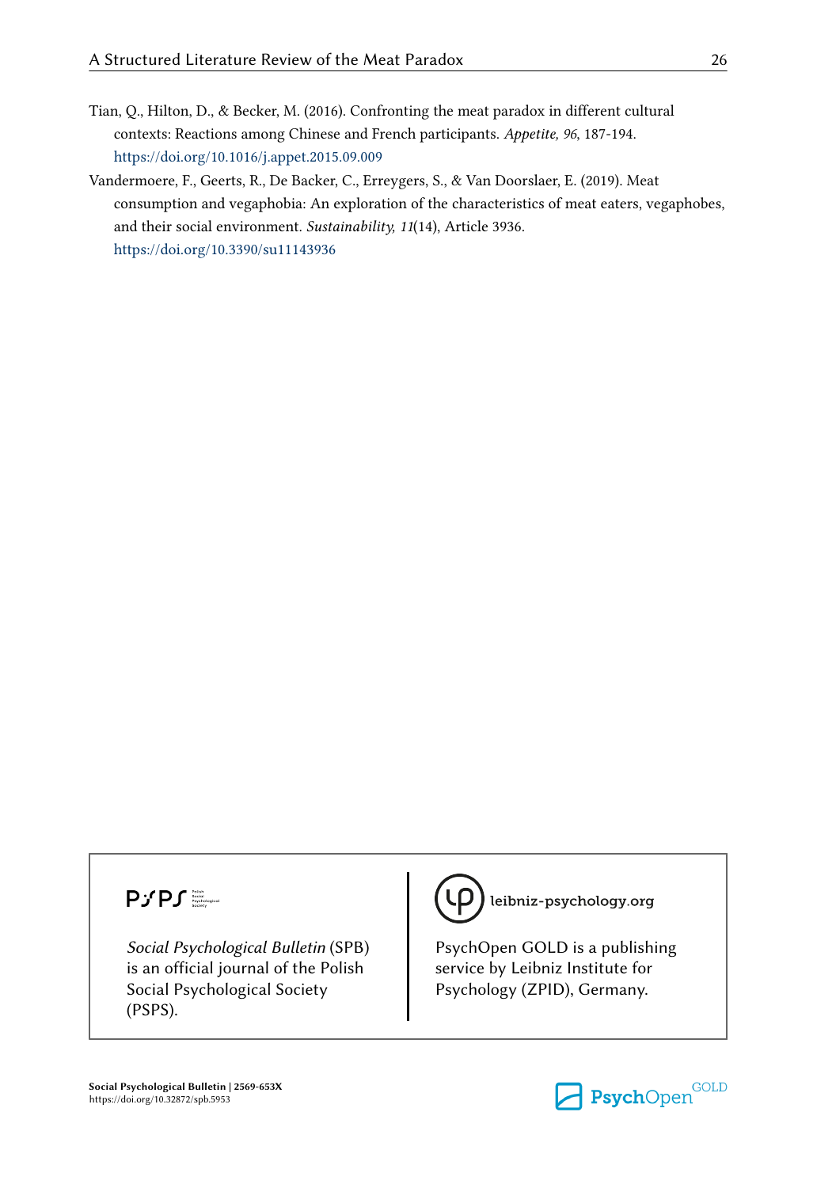Tian, Q., Hilton, D., & Becker, M. (2016). Confronting the meat paradox in different cultural contexts: Reactions among Chinese and French participants. *Appetite, 96*, 187-194. https://doi.org/10.1016/j.appet.2015.09.009

Vandermoere, F., Geerts, R., De Backer, C., Erreygers, S., & Van Doorslaer, E. (2019). Meat consumption and vegaphobia: An exploration of the characteristics of meat eaters, vegaphobes, and their social environment. *Sustainability, 11*(14), Article 3936. https://doi.org/10.3390/su11143936

*Social Psychological Bulletin* (SPB) is an official journal of the Polish Social Psychological Society (PSPS).

leibniz-psychology.org

PsychOpen GOLD is a publishing service by Leibniz Institute for Psychology (ZPID), Germany.